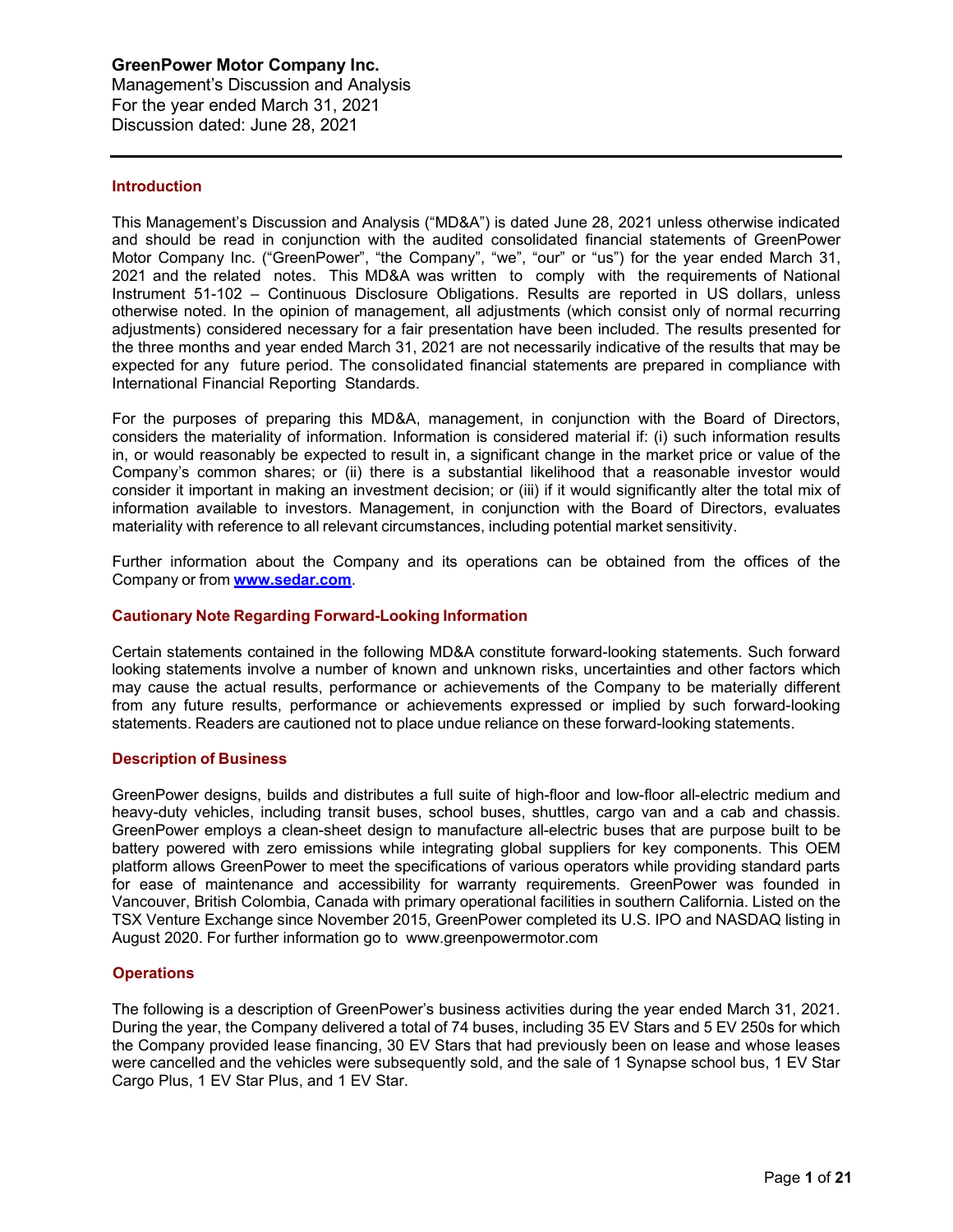# GreenPower Motor Company Inc.

Management's Discussion and Analysis
For the year ended March 31, 2021
Discussion dated: June 28, 2021

## Introduction

This Management's Discussion and Analysis ("MD&A") is dated June 28, 2021 unless otherwise indicated and should be read in conjunction with the audited consolidated financial statements of GreenPower Motor Company Inc. ("GreenPower", "the Company", "we", "our" or "us") for the year ended March 31, 2021 and the related notes. This MD&A was written to comply with the requirements of National Instrument 51-102 – Continuous Disclosure Obligations. Results are reported in US dollars, unless otherwise noted. In the opinion of management, all adjustments (which consist only of normal recurring adjustments) considered necessary for a fair presentation have been included. The results presented for the three months and year ended March 31, 2021 are not necessarily indicative of the results that may be expected for any future period. The consolidated financial statements are prepared in compliance with International Financial Reporting Standards.

For the purposes of preparing this MD&A, management, in conjunction with the Board of Directors, considers the materiality of information. Information is considered material if: (i) such information results in, or would reasonably be expected to result in, a significant change in the market price or value of the Company's common shares; or (ii) there is a substantial likelihood that a reasonable investor would consider it important in making an investment decision; or (iii) if it would significantly alter the total mix of information available to investors. Management, in conjunction with the Board of Directors, evaluates materiality with reference to all relevant circumstances, including potential market sensitivity.

Further information about the Company and its operations can be obtained from the offices of the Company or from **www.sedar.com**.

## Cautionary Note Regarding Forward-Looking Information

Certain statements contained in the following MD&A constitute forward-looking statements. Such forward looking statements involve a number of known and unknown risks, uncertainties and other factors which may cause the actual results, performance or achievements of the Company to be materially different from any future results, performance or achievements expressed or implied by such forward-looking statements. Readers are cautioned not to place undue reliance on these forward-looking statements.

## Description of Business

GreenPower designs, builds and distributes a full suite of high-floor and low-floor all-electric medium and heavy-duty vehicles, including transit buses, school buses, shuttles, cargo van and a cab and chassis. GreenPower employs a clean-sheet design to manufacture all-electric buses that are purpose built to be battery powered with zero emissions while integrating global suppliers for key components. This OEM platform allows GreenPower to meet the specifications of various operators while providing standard parts for ease of maintenance and accessibility for warranty requirements. GreenPower was founded in Vancouver, British Colombia, Canada with primary operational facilities in southern California. Listed on the TSX Venture Exchange since November 2015, GreenPower completed its U.S. IPO and NASDAQ listing in August 2020. For further information go to www.greenpowermotor.com

## Operations

The following is a description of GreenPower's business activities during the year ended March 31, 2021. During the year, the Company delivered a total of 74 buses, including 35 EV Stars and 5 EV 250s for which the Company provided lease financing, 30 EV Stars that had previously been on lease and whose leases were cancelled and the vehicles were subsequently sold, and the sale of 1 Synapse school bus, 1 EV Star Cargo Plus, 1 EV Star Plus, and 1 EV Star.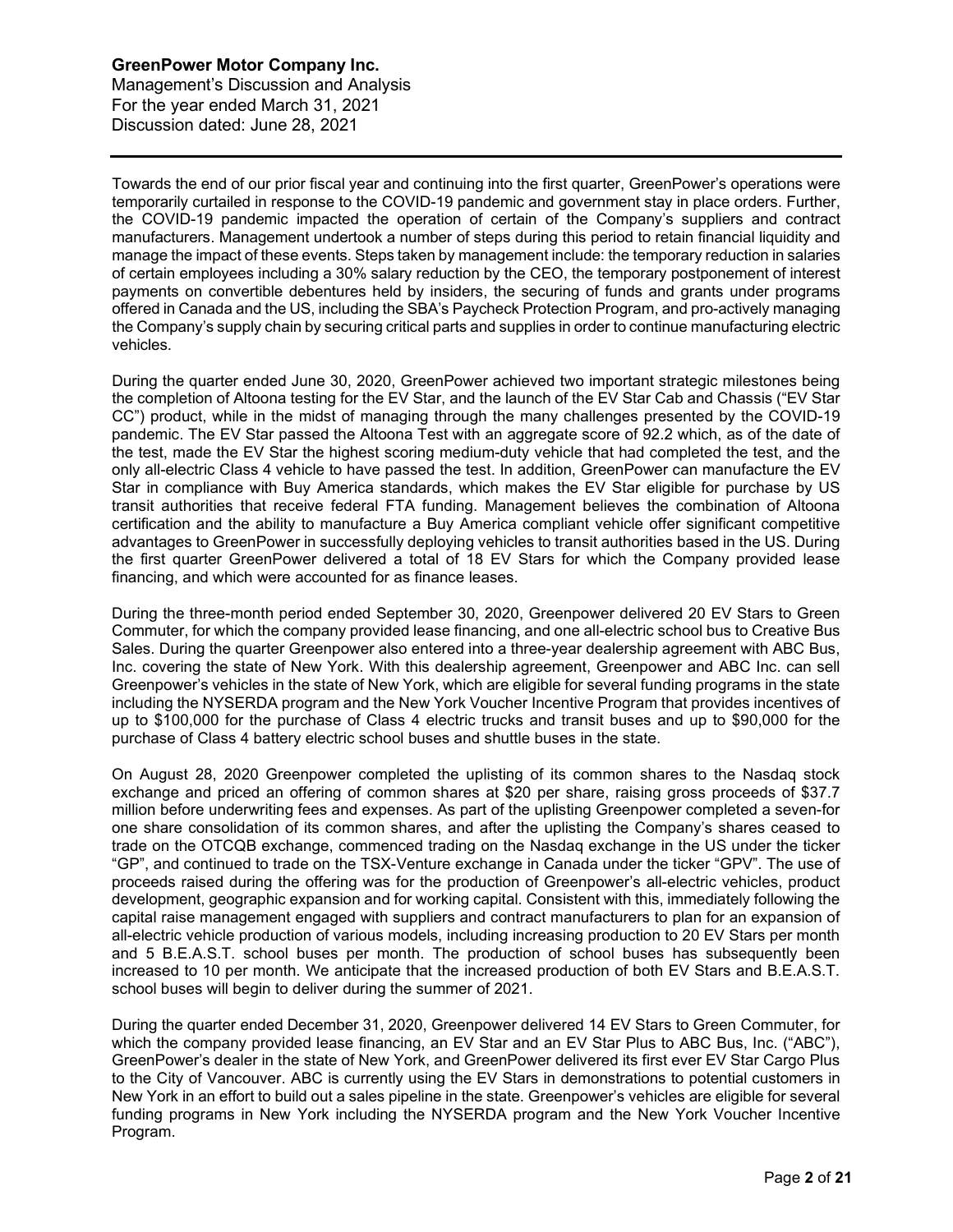Towards the end of our prior fiscal year and continuing into the first quarter, GreenPower's operations were temporarily curtailed in response to the COVID-19 pandemic and government stay in place orders. Further, the COVID-19 pandemic impacted the operation of certain of the Company's suppliers and contract manufacturers. Management undertook a number of steps during this period to retain financial liquidity and manage the impact of these events. Steps taken by management include: the temporary reduction in salaries of certain employees including a 30% salary reduction by the CEO, the temporary postponement of interest payments on convertible debentures held by insiders, the securing of funds and grants under programs offered in Canada and the US, including the SBA's Paycheck Protection Program, and pro-actively managing the Company's supply chain by securing critical parts and supplies in order to continue manufacturing electric vehicles.

During the quarter ended June 30, 2020, GreenPower achieved two important strategic milestones being the completion of Altoona testing for the EV Star, and the launch of the EV Star Cab and Chassis ("EV Star CC") product, while in the midst of managing through the many challenges presented by the COVID-19 pandemic. The EV Star passed the Altoona Test with an aggregate score of 92.2 which, as of the date of the test, made the EV Star the highest scoring medium-duty vehicle that had completed the test, and the only all-electric Class 4 vehicle to have passed the test. In addition, GreenPower can manufacture the EV Star in compliance with Buy America standards, which makes the EV Star eligible for purchase by US transit authorities that receive federal FTA funding. Management believes the combination of Altoona certification and the ability to manufacture a Buy America compliant vehicle offer significant competitive advantages to GreenPower in successfully deploying vehicles to transit authorities based in the US. During the first quarter GreenPower delivered a total of 18 EV Stars for which the Company provided lease financing, and which were accounted for as finance leases.

During the three-month period ended September 30, 2020, Greenpower delivered 20 EV Stars to Green Commuter, for which the company provided lease financing, and one all-electric school bus to Creative Bus Sales. During the quarter Greenpower also entered into a three-year dealership agreement with ABC Bus, Inc. covering the state of New York. With this dealership agreement, Greenpower and ABC Inc. can sell Greenpower's vehicles in the state of New York, which are eligible for several funding programs in the state including the NYSERDA program and the New York Voucher Incentive Program that provides incentives of up to $100,000 for the purchase of Class 4 electric trucks and transit buses and up to $90,000 for the purchase of Class 4 battery electric school buses and shuttle buses in the state.

On August 28, 2020 Greenpower completed the uplisting of its common shares to the Nasdaq stock exchange and priced an offering of common shares at $20 per share, raising gross proceeds of $37.7 million before underwriting fees and expenses. As part of the uplisting Greenpower completed a seven-for one share consolidation of its common shares, and after the uplisting the Company's shares ceased to trade on the OTCQB exchange, commenced trading on the Nasdaq exchange in the US under the ticker "GP", and continued to trade on the TSX-Venture exchange in Canada under the ticker "GPV". The use of proceeds raised during the offering was for the production of Greenpower's all-electric vehicles, product development, geographic expansion and for working capital. Consistent with this, immediately following the capital raise management engaged with suppliers and contract manufacturers to plan for an expansion of all-electric vehicle production of various models, including increasing production to 20 EV Stars per month and 5 B.E.A.S.T. school buses per month. The production of school buses has subsequently been increased to 10 per month. We anticipate that the increased production of both EV Stars and B.E.A.S.T. school buses will begin to deliver during the summer of 2021.

During the quarter ended December 31, 2020, Greenpower delivered 14 EV Stars to Green Commuter, for which the company provided lease financing, an EV Star and an EV Star Plus to ABC Bus, Inc. ("ABC"), GreenPower's dealer in the state of New York, and GreenPower delivered its first ever EV Star Cargo Plus to the City of Vancouver. ABC is currently using the EV Stars in demonstrations to potential customers in New York in an effort to build out a sales pipeline in the state. Greenpower's vehicles are eligible for several funding programs in New York including the NYSERDA program and the New York Voucher Incentive Program.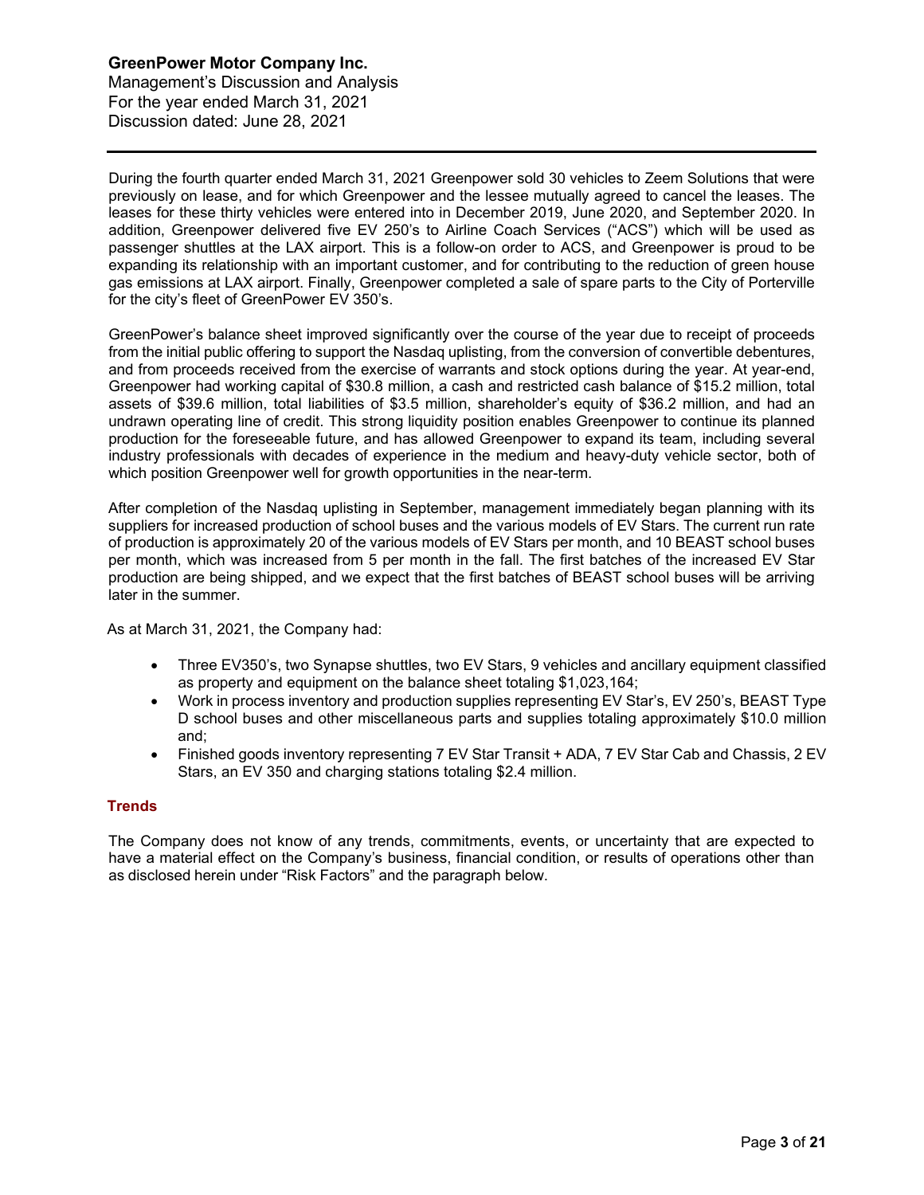During the fourth quarter ended March 31, 2021 Greenpower sold 30 vehicles to Zeem Solutions that were previously on lease, and for which Greenpower and the lessee mutually agreed to cancel the leases. The leases for these thirty vehicles were entered into in December 2019, June 2020, and September 2020. In addition, Greenpower delivered five EV 250's to Airline Coach Services ("ACS") which will be used as passenger shuttles at the LAX airport. This is a follow-on order to ACS, and Greenpower is proud to be expanding its relationship with an important customer, and for contributing to the reduction of green house gas emissions at LAX airport. Finally, Greenpower completed a sale of spare parts to the City of Porterville for the city's fleet of GreenPower EV 350's.

GreenPower's balance sheet improved significantly over the course of the year due to receipt of proceeds from the initial public offering to support the Nasdaq uplisting, from the conversion of convertible debentures, and from proceeds received from the exercise of warrants and stock options during the year. At year-end, Greenpower had working capital of $30.8 million, a cash and restricted cash balance of $15.2 million, total assets of $39.6 million, total liabilities of $3.5 million, shareholder's equity of $36.2 million, and had an undrawn operating line of credit. This strong liquidity position enables Greenpower to continue its planned production for the foreseeable future, and has allowed Greenpower to expand its team, including several industry professionals with decades of experience in the medium and heavy-duty vehicle sector, both of which position Greenpower well for growth opportunities in the near-term.

After completion of the Nasdaq uplisting in September, management immediately began planning with its suppliers for increased production of school buses and the various models of EV Stars. The current run rate of production is approximately 20 of the various models of EV Stars per month, and 10 BEAST school buses per month, which was increased from 5 per month in the fall. The first batches of the increased EV Star production are being shipped, and we expect that the first batches of BEAST school buses will be arriving later in the summer.

As at March 31, 2021, the Company had:

- Three EV350's, two Synapse shuttles, two EV Stars, 9 vehicles and ancillary equipment classified as property and equipment on the balance sheet totaling $1,023,164;
- Work in process inventory and production supplies representing EV Star's, EV 250's, BEAST Type D school buses and other miscellaneous parts and supplies totaling approximately $10.0 million and;
- Finished goods inventory representing 7 EV Star Transit + ADA, 7 EV Star Cab and Chassis, 2 EV Stars, an EV 350 and charging stations totaling $2.4 million.

## Trends

The Company does not know of any trends, commitments, events, or uncertainty that are expected to have a material effect on the Company's business, financial condition, or results of operations other than as disclosed herein under "Risk Factors" and the paragraph below.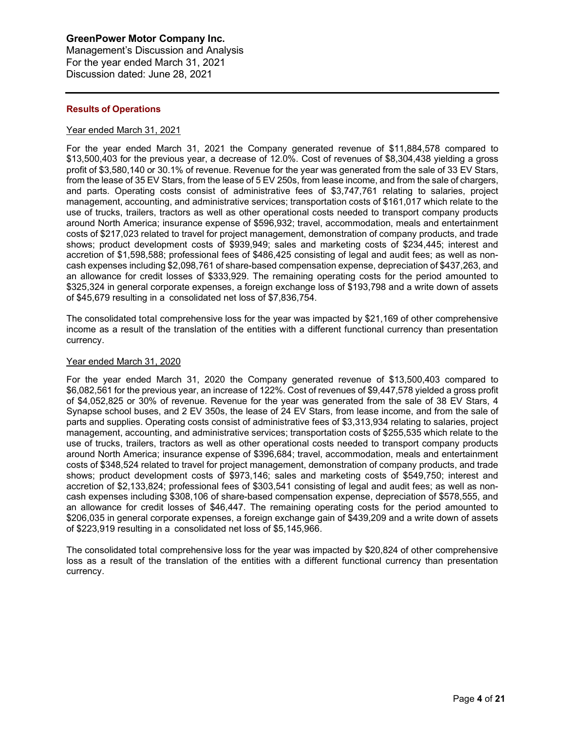### Results of Operations

Year ended March 31, 2021

For the year ended March 31, 2021 the Company generated revenue of $11,884,578 compared to $13,500,403 for the previous year, a decrease of 12.0%. Cost of revenues of $8,304,438 yielding a gross profit of $3,580,140 or 30.1% of revenue. Revenue for the year was generated from the sale of 33 EV Stars, from the lease of 35 EV Stars, from the lease of 5 EV 250s, from lease income, and from the sale of chargers, and parts. Operating costs consist of administrative fees of $3,747,761 relating to salaries, project management, accounting, and administrative services; transportation costs of $161,017 which relate to the use of trucks, trailers, tractors as well as other operational costs needed to transport company products around North America; insurance expense of $596,932; travel, accommodation, meals and entertainment costs of $217,023 related to travel for project management, demonstration of company products, and trade shows; product development costs of $939,949; sales and marketing costs of $234,445; interest and accretion of $1,598,588; professional fees of $486,425 consisting of legal and audit fees; as well as non-cash expenses including $2,098,761 of share-based compensation expense, depreciation of $437,263, and an allowance for credit losses of $333,929. The remaining operating costs for the period amounted to $325,324 in general corporate expenses, a foreign exchange loss of $193,798 and a write down of assets of $45,679 resulting in a consolidated net loss of $7,836,754.

The consolidated total comprehensive loss for the year was impacted by $21,169 of other comprehensive income as a result of the translation of the entities with a different functional currency than presentation currency.

Year ended March 31, 2020

For the year ended March 31, 2020 the Company generated revenue of $13,500,403 compared to $6,082,561 for the previous year, an increase of 122%. Cost of revenues of $9,447,578 yielded a gross profit of $4,052,825 or 30% of revenue. Revenue for the year was generated from the sale of 38 EV Stars, 4 Synapse school buses, and 2 EV 350s, the lease of 24 EV Stars, from lease income, and from the sale of parts and supplies. Operating costs consist of administrative fees of $3,313,934 relating to salaries, project management, accounting, and administrative services; transportation costs of $255,535 which relate to the use of trucks, trailers, tractors as well as other operational costs needed to transport company products around North America; insurance expense of $396,684; travel, accommodation, meals and entertainment costs of $348,524 related to travel for project management, demonstration of company products, and trade shows; product development costs of $973,146; sales and marketing costs of $549,750; interest and accretion of $2,133,824; professional fees of $303,541 consisting of legal and audit fees; as well as non-cash expenses including $308,106 of share-based compensation expense, depreciation of $578,555, and an allowance for credit losses of $46,447. The remaining operating costs for the period amounted to $206,035 in general corporate expenses, a foreign exchange gain of $439,209 and a write down of assets of $223,919 resulting in a consolidated net loss of $5,145,966.

The consolidated total comprehensive loss for the year was impacted by $20,824 of other comprehensive loss as a result of the translation of the entities with a different functional currency than presentation currency.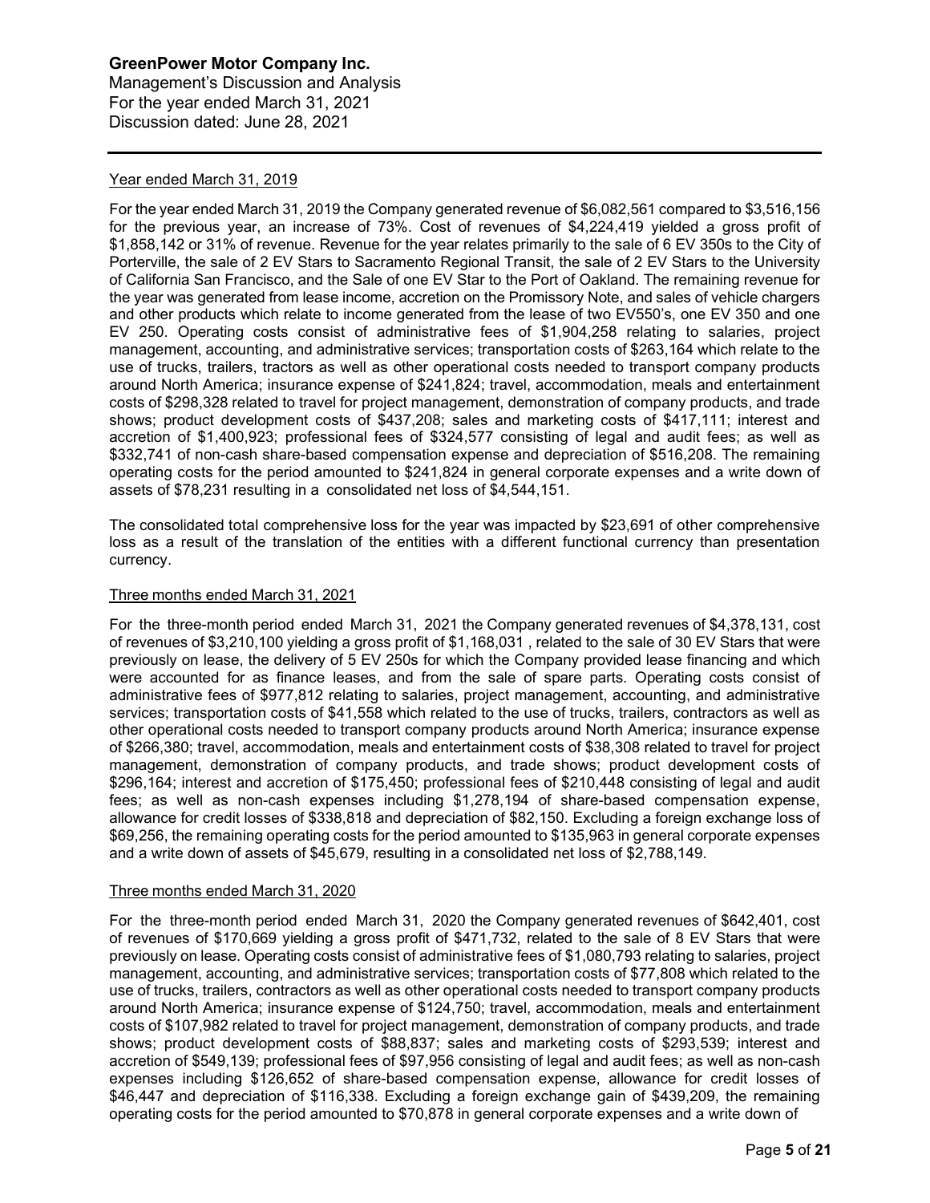Year ended March 31, 2019

For the year ended March 31, 2019 the Company generated revenue of $6,082,561 compared to $3,516,156 for the previous year, an increase of 73%. Cost of revenues of $4,224,419 yielded a gross profit of $1,858,142 or 31% of revenue. Revenue for the year relates primarily to the sale of 6 EV 350s to the City of Porterville, the sale of 2 EV Stars to Sacramento Regional Transit, the sale of 2 EV Stars to the University of California San Francisco, and the Sale of one EV Star to the Port of Oakland. The remaining revenue for the year was generated from lease income, accretion on the Promissory Note, and sales of vehicle chargers and other products which relate to income generated from the lease of two EV550's, one EV 350 and one EV 250. Operating costs consist of administrative fees of $1,904,258 relating to salaries, project management, accounting, and administrative services; transportation costs of $263,164 which relate to the use of trucks, trailers, tractors as well as other operational costs needed to transport company products around North America; insurance expense of $241,824; travel, accommodation, meals and entertainment costs of $298,328 related to travel for project management, demonstration of company products, and trade shows; product development costs of $437,208; sales and marketing costs of $417,111; interest and accretion of $1,400,923; professional fees of $324,577 consisting of legal and audit fees; as well as $332,741 of non-cash share-based compensation expense and depreciation of $516,208. The remaining operating costs for the period amounted to $241,824 in general corporate expenses and a write down of assets of $78,231 resulting in a consolidated net loss of $4,544,151.

The consolidated total comprehensive loss for the year was impacted by $23,691 of other comprehensive loss as a result of the translation of the entities with a different functional currency than presentation currency.

Three months ended March 31, 2021

For the three-month period ended March 31, 2021 the Company generated revenues of $4,378,131, cost of revenues of $3,210,100 yielding a gross profit of $1,168,031 , related to the sale of 30 EV Stars that were previously on lease, the delivery of 5 EV 250s for which the Company provided lease financing and which were accounted for as finance leases, and from the sale of spare parts. Operating costs consist of administrative fees of $977,812 relating to salaries, project management, accounting, and administrative services; transportation costs of $41,558 which related to the use of trucks, trailers, contractors as well as other operational costs needed to transport company products around North America; insurance expense of $266,380; travel, accommodation, meals and entertainment costs of $38,308 related to travel for project management, demonstration of company products, and trade shows; product development costs of $296,164; interest and accretion of $175,450; professional fees of $210,448 consisting of legal and audit fees; as well as non-cash expenses including $1,278,194 of share-based compensation expense, allowance for credit losses of $338,818 and depreciation of $82,150. Excluding a foreign exchange loss of $69,256, the remaining operating costs for the period amounted to $135,963 in general corporate expenses and a write down of assets of $45,679, resulting in a consolidated net loss of $2,788,149.

Three months ended March 31, 2020

For the three-month period ended March 31, 2020 the Company generated revenues of $642,401, cost of revenues of $170,669 yielding a gross profit of $471,732, related to the sale of 8 EV Stars that were previously on lease. Operating costs consist of administrative fees of $1,080,793 relating to salaries, project management, accounting, and administrative services; transportation costs of $77,808 which related to the use of trucks, trailers, contractors as well as other operational costs needed to transport company products around North America; insurance expense of $124,750; travel, accommodation, meals and entertainment costs of $107,982 related to travel for project management, demonstration of company products, and trade shows; product development costs of $88,837; sales and marketing costs of $293,539; interest and accretion of $549,139; professional fees of $97,956 consisting of legal and audit fees; as well as non-cash expenses including $126,652 of share-based compensation expense, allowance for credit losses of $46,447 and depreciation of $116,338. Excluding a foreign exchange gain of $439,209, the remaining operating costs for the period amounted to $70,878 in general corporate expenses and a write down of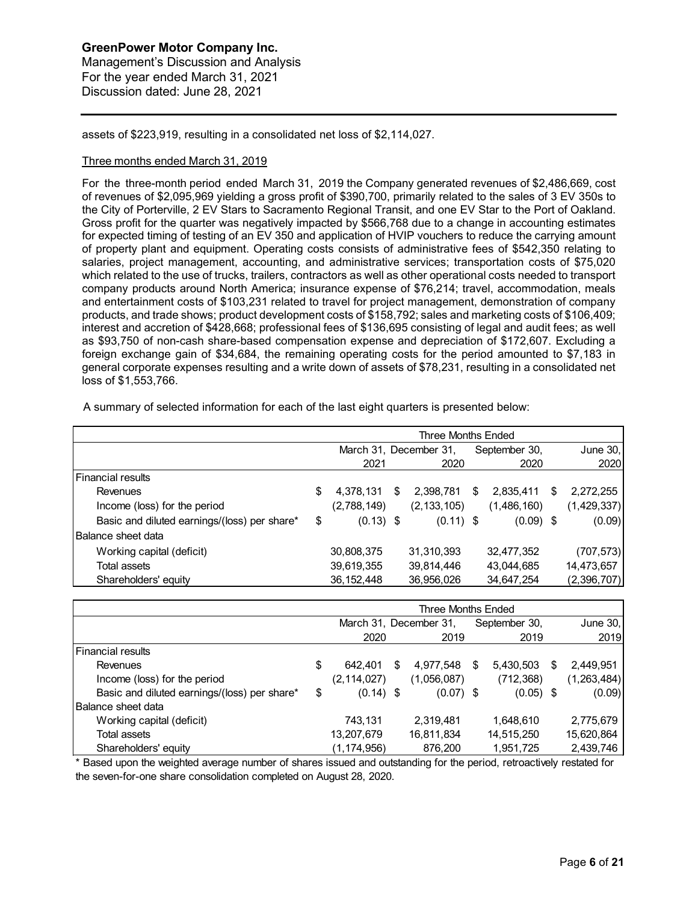assets of $223,919, resulting in a consolidated net loss of $2,114,027.

Three months ended March 31, 2019

For the three-month period ended March 31, 2019 the Company generated revenues of $2,486,669, cost of revenues of $2,095,969 yielding a gross profit of $390,700, primarily related to the sales of 3 EV 350s to the City of Porterville, 2 EV Stars to Sacramento Regional Transit, and one EV Star to the Port of Oakland. Gross profit for the quarter was negatively impacted by $566,768 due to a change in accounting estimates for expected timing of testing of an EV 350 and application of HVIP vouchers to reduce the carrying amount of property plant and equipment. Operating costs consists of administrative fees of $542,350 relating to salaries, project management, accounting, and administrative services; transportation costs of $75,020 which related to the use of trucks, trailers, contractors as well as other operational costs needed to transport company products around North America; insurance expense of $76,214; travel, accommodation, meals and entertainment costs of $103,231 related to travel for project management, demonstration of company products, and trade shows; product development costs of $158,792; sales and marketing costs of $106,409; interest and accretion of $428,668; professional fees of $136,695 consisting of legal and audit fees; as well as $93,750 of non-cash share-based compensation expense and depreciation of $172,607. Excluding a foreign exchange gain of $34,684, the remaining operating costs for the period amounted to $7,183 in general corporate expenses resulting and a write down of assets of $78,231, resulting in a consolidated net loss of $1,553,766.

A summary of selected information for each of the last eight quarters is presented below:

| | Three Months Ended | | | |
|---|---|---|---|---|
| | March 31, 2021 | December 31, 2020 | September 30, 2020 | June 30, 2020 |
| Financial results | | | | |
| Revenues | $ 4,378,131 | $ 2,398,781 | $ 2,835,411 | $ 2,272,255 |
| Income (loss) for the period | (2,788,149) | (2,133,105) | (1,486,160) | (1,429,337) |
| Basic and diluted earnings/(loss) per share* | $ (0.13) | $ (0.11) | $ (0.09) | $ (0.09) |
| Balance sheet data | | | | |
| Working capital (deficit) | 30,808,375 | 31,310,393 | 32,477,352 | (707,573) |
| Total assets | 39,619,355 | 39,814,446 | 43,044,685 | 14,473,657 |
| Shareholders' equity | 36,152,448 | 36,956,026 | 34,647,254 | (2,396,707) |

| | Three Months Ended | | | |
|---|---|---|---|---|
| | March 31, 2020 | December 31, 2019 | September 30, 2019 | June 30, 2019 |
| Financial results | | | | |
| Revenues | $ 642,401 | $ 4,977,548 | $ 5,430,503 | $ 2,449,951 |
| Income (loss) for the period | (2,114,027) | (1,056,087) | (712,368) | (1,263,484) |
| Basic and diluted earnings/(loss) per share* | $ (0.14) | $ (0.07) | $ (0.05) | $ (0.09) |
| Balance sheet data | | | | |
| Working capital (deficit) | 743,131 | 2,319,481 | 1,648,610 | 2,775,679 |
| Total assets | 13,207,679 | 16,811,834 | 14,515,250 | 15,620,864 |
| Shareholders' equity | (1,174,956) | 876,200 | 1,951,725 | 2,439,746 |

\* Based upon the weighted average number of shares issued and outstanding for the period, retroactively restated for the seven-for-one share consolidation completed on August 28, 2020.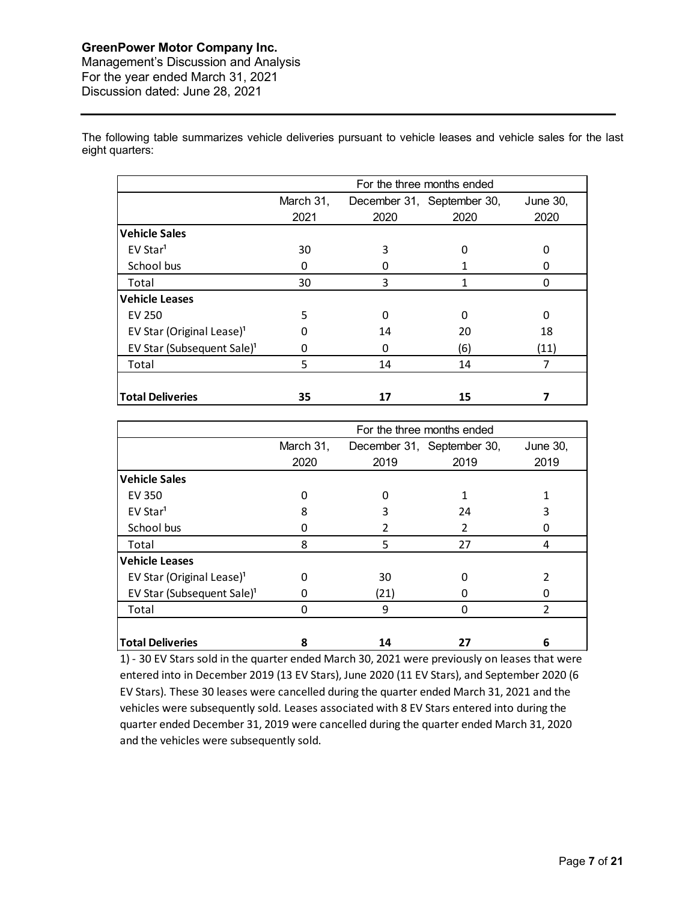The following table summarizes vehicle deliveries pursuant to vehicle leases and vehicle sales for the last eight quarters:

| | For the three months ended | | | |
|---|---|---|---|---|
| | March 31, 2021 | December 31, 2020 | September 30, 2020 | June 30, 2020 |
| **Vehicle Sales** | | | | |
| EV Star[1] | 30 | 3 | 0 | 0 |
| School bus | 0 | 0 | 1 | 0 |
| Total | 30 | 3 | 1 | 0 |
| **Vehicle Leases** | | | | |
| EV 250 | 5 | 0 | 0 | 0 |
| EV Star (Original Lease)[1] | 0 | 14 | 20 | 18 |
| EV Star (Subsequent Sale)[1] | 0 | 0 | (6) | (11) |
| Total | 5 | 14 | 14 | 7 |
| **Total Deliveries** | **35** | **17** | **15** | **7** |

| | For the three months ended | | | |
|---|---|---|---|---|
| | March 31, 2020 | December 31, 2019 | September 30, 2019 | June 30, 2019 |
| **Vehicle Sales** | | | | |
| EV 350 | 0 | 0 | 1 | 1 |
| EV Star[1] | 8 | 3 | 24 | 3 |
| School bus | 0 | 2 | 2 | 0 |
| Total | 8 | 5 | 27 | 4 |
| **Vehicle Leases** | | | | |
| EV Star (Original Lease)[1] | 0 | 30 | 0 | 2 |
| EV Star (Subsequent Sale)[1] | 0 | (21) | 0 | 0 |
| Total | 0 | 9 | 0 | 2 |
| **Total Deliveries** | **8** | **14** | **27** | **6** |

1) - 30 EV Stars sold in the quarter ended March 30, 2021 were previously on leases that were entered into in December 2019 (13 EV Stars), June 2020 (11 EV Stars), and September 2020 (6 EV Stars). These 30 leases were cancelled during the quarter ended March 31, 2021 and the vehicles were subsequently sold. Leases associated with 8 EV Stars entered into during the quarter ended December 31, 2019 were cancelled during the quarter ended March 31, 2020 and the vehicles were subsequently sold.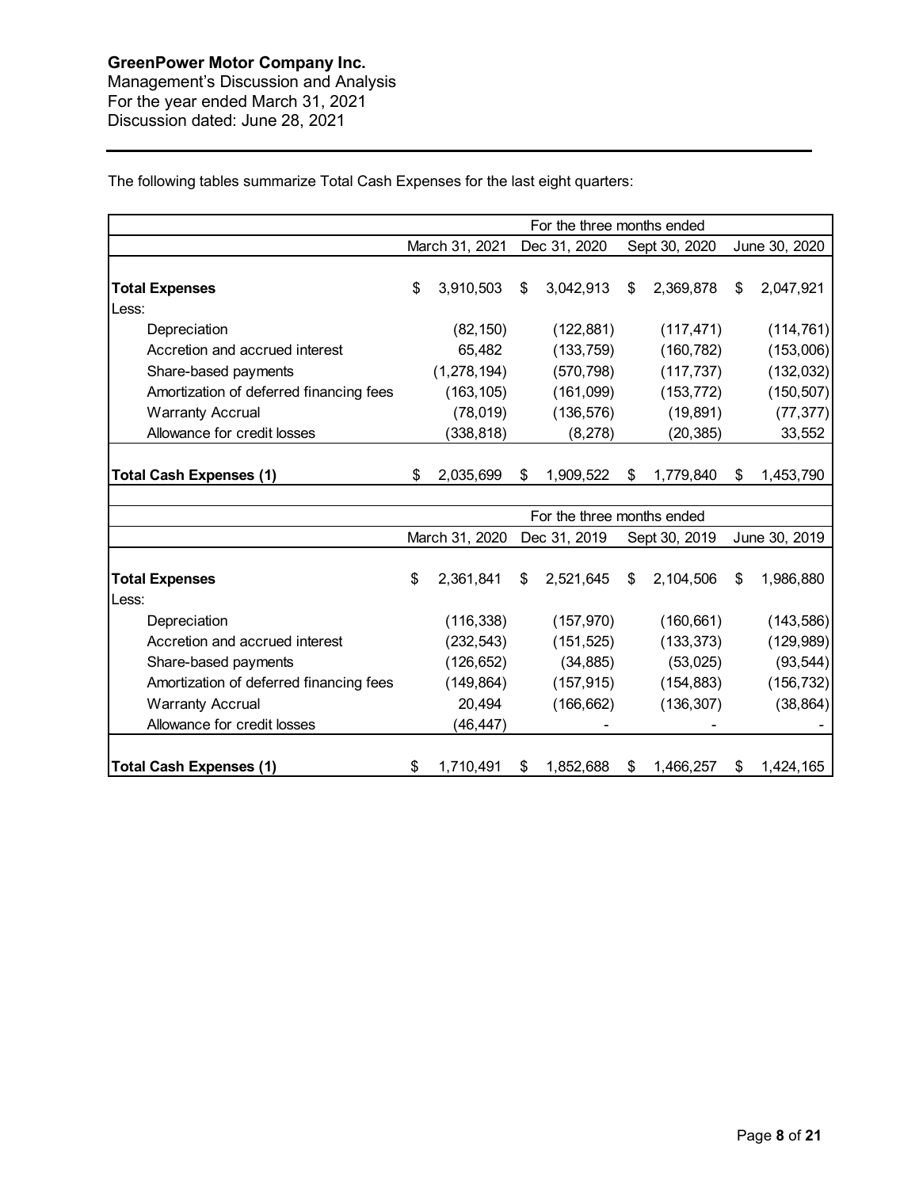The following tables summarize Total Cash Expenses for the last eight quarters:

| | For the three months ended | | | |
|---|---|---|---|---|
| | March 31, 2021 | Dec 31, 2020 | Sept 30, 2020 | June 30, 2020 |
| **Total Expenses** | $ 3,910,503 | $ 3,042,913 | $ 2,369,878 | $ 2,047,921 |
| Less: | | | | |
| Depreciation | (82,150) | (122,881) | (117,471) | (114,761) |
| Accretion and accrued interest | 65,482 | (133,759) | (160,782) | (153,006) |
| Share-based payments | (1,278,194) | (570,798) | (117,737) | (132,032) |
| Amortization of deferred financing fees | (163,105) | (161,099) | (153,772) | (150,507) |
| Warranty Accrual | (78,019) | (136,576) | (19,891) | (77,377) |
| Allowance for credit losses | (338,818) | (8,278) | (20,385) | 33,552 |
| **Total Cash Expenses (1)** | $ 2,035,699 | $ 1,909,522 | $ 1,779,840 | $ 1,453,790 |

| | For the three months ended | | | |
|---|---|---|---|---|
| | March 31, 2020 | Dec 31, 2019 | Sept 30, 2019 | June 30, 2019 |
| **Total Expenses** | $ 2,361,841 | $ 2,521,645 | $ 2,104,506 | $ 1,986,880 |
| Less: | | | | |
| Depreciation | (116,338) | (157,970) | (160,661) | (143,586) |
| Accretion and accrued interest | (232,543) | (151,525) | (133,373) | (129,989) |
| Share-based payments | (126,652) | (34,885) | (53,025) | (93,544) |
| Amortization of deferred financing fees | (149,864) | (157,915) | (154,883) | (156,732) |
| Warranty Accrual | 20,494 | (166,662) | (136,307) | (38,864) |
| Allowance for credit losses | (46,447) | - | - | - |
| **Total Cash Expenses (1)** | $ 1,710,491 | $ 1,852,688 | $ 1,466,257 | $ 1,424,165 |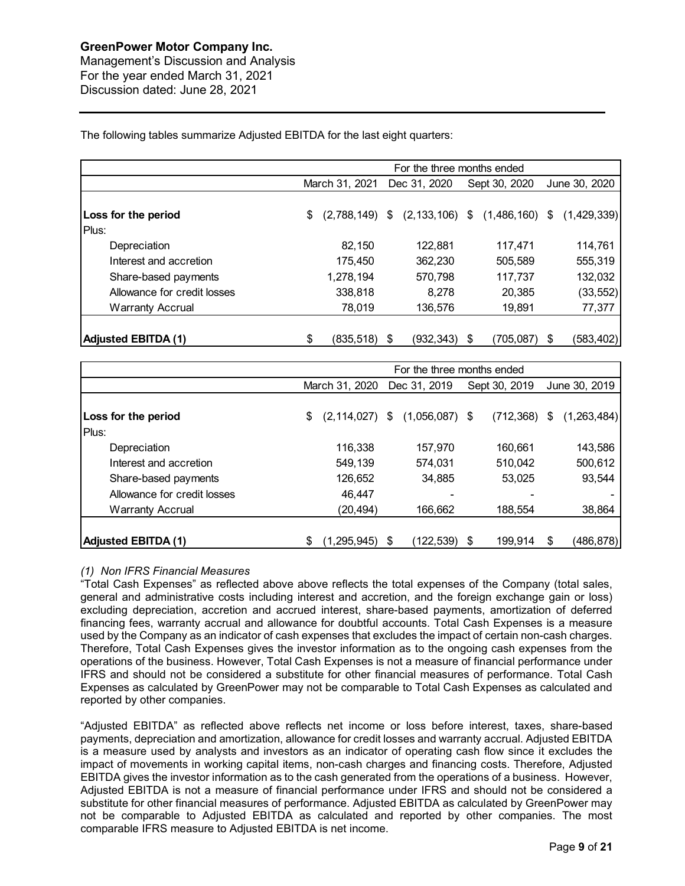The following tables summarize Adjusted EBITDA for the last eight quarters:

| | For the three months ended | | | |
|---|---|---|---|---|
| | March 31, 2021 | Dec 31, 2020 | Sept 30, 2020 | June 30, 2020 |
| **Loss for the period** | $ (2,788,149) | $ (2,133,106) | $ (1,486,160) | $ (1,429,339) |
| Plus: | | | | |
| Depreciation | 82,150 | 122,881 | 117,471 | 114,761 |
| Interest and accretion | 175,450 | 362,230 | 505,589 | 555,319 |
| Share-based payments | 1,278,194 | 570,798 | 117,737 | 132,032 |
| Allowance for credit losses | 338,818 | 8,278 | 20,385 | (33,552) |
| Warranty Accrual | 78,019 | 136,576 | 19,891 | 77,377 |
| **Adjusted EBITDA (1)** | $ (835,518) | $ (932,343) | $ (705,087) | $ (583,402) |

| | For the three months ended | | | |
|---|---|---|---|---|
| | March 31, 2020 | Dec 31, 2019 | Sept 30, 2019 | June 30, 2019 |
| **Loss for the period** | $ (2,114,027) | $ (1,056,087) | $ (712,368) | $ (1,263,484) |
| Plus: | | | | |
| Depreciation | 116,338 | 157,970 | 160,661 | 143,586 |
| Interest and accretion | 549,139 | 574,031 | 510,042 | 500,612 |
| Share-based payments | 126,652 | 34,885 | 53,025 | 93,544 |
| Allowance for credit losses | 46,447 | - | - | - |
| Warranty Accrual | (20,494) | 166,662 | 188,554 | 38,864 |
| **Adjusted EBITDA (1)** | $ (1,295,945) | $ (122,539) | $ 199,914 | $ (486,878) |

*(1) Non IFRS Financial Measures*

"Total Cash Expenses" as reflected above above reflects the total expenses of the Company (total sales, general and administrative costs including interest and accretion, and the foreign exchange gain or loss) excluding depreciation, accretion and accrued interest, share-based payments, amortization of deferred financing fees, warranty accrual and allowance for doubtful accounts. Total Cash Expenses is a measure used by the Company as an indicator of cash expenses that excludes the impact of certain non-cash charges. Therefore, Total Cash Expenses gives the investor information as to the ongoing cash expenses from the operations of the business. However, Total Cash Expenses is not a measure of financial performance under IFRS and should not be considered a substitute for other financial measures of performance. Total Cash Expenses as calculated by GreenPower may not be comparable to Total Cash Expenses as calculated and reported by other companies.

"Adjusted EBITDA" as reflected above reflects net income or loss before interest, taxes, share-based payments, depreciation and amortization, allowance for credit losses and warranty accrual. Adjusted EBITDA is a measure used by analysts and investors as an indicator of operating cash flow since it excludes the impact of movements in working capital items, non-cash charges and financing costs. Therefore, Adjusted EBITDA gives the investor information as to the cash generated from the operations of a business. However, Adjusted EBITDA is not a measure of financial performance under IFRS and should not be considered a substitute for other financial measures of performance. Adjusted EBITDA as calculated by GreenPower may not be comparable to Adjusted EBITDA as calculated and reported by other companies. The most comparable IFRS measure to Adjusted EBITDA is net income.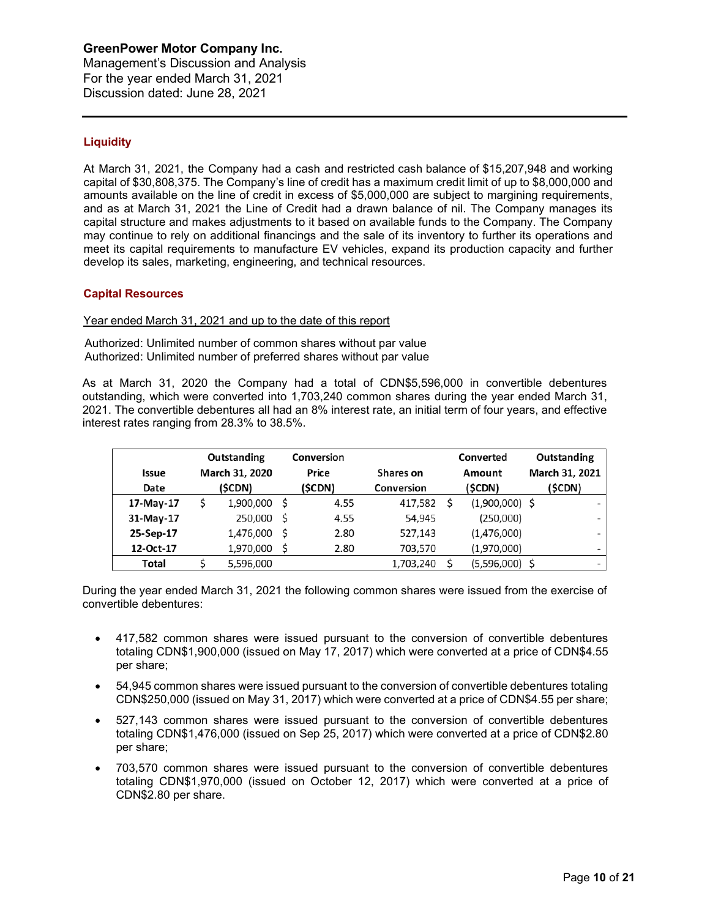## Liquidity

At March 31, 2021, the Company had a cash and restricted cash balance of $15,207,948 and working capital of $30,808,375. The Company's line of credit has a maximum credit limit of up to $8,000,000 and amounts available on the line of credit in excess of $5,000,000 are subject to margining requirements, and as at March 31, 2021 the Line of Credit had a drawn balance of nil. The Company manages its capital structure and makes adjustments to it based on available funds to the Company. The Company may continue to rely on additional financings and the sale of its inventory to further its operations and meet its capital requirements to manufacture EV vehicles, expand its production capacity and further develop its sales, marketing, engineering, and technical resources.

## Capital Resources

Year ended March 31, 2021 and up to the date of this report

Authorized: Unlimited number of common shares without par value
Authorized: Unlimited number of preferred shares without par value

As at March 31, 2020 the Company had a total of CDN$5,596,000 in convertible debentures outstanding, which were converted into 1,703,240 common shares during the year ended March 31, 2021. The convertible debentures all had an 8% interest rate, an initial term of four years, and effective interest rates ranging from 28.3% to 38.5%.

| Issue Date | Outstanding March 31, 2020 ($CDN) | Conversion Price ($CDN) | Shares on Conversion | Converted Amount ($CDN) | Outstanding March 31, 2021 ($CDN) |
|---|---|---|---|---|---|
| 17-May-17 | $ 1,900,000 | $ 4.55 | 417,582 | $ (1,900,000) | $ - |
| 31-May-17 | 250,000 | $ 4.55 | 54,945 | (250,000) | - |
| 25-Sep-17 | 1,476,000 | $ 2.80 | 527,143 | (1,476,000) | - |
| 12-Oct-17 | 1,970,000 | $ 2.80 | 703,570 | (1,970,000) | - |
| **Total** | $ 5,596,000 | | 1,703,240 | $ (5,596,000) | $ - |

During the year ended March 31, 2021 the following common shares were issued from the exercise of convertible debentures:

- 417,582 common shares were issued pursuant to the conversion of convertible debentures totaling CDN$1,900,000 (issued on May 17, 2017) which were converted at a price of CDN$4.55 per share;
- 54,945 common shares were issued pursuant to the conversion of convertible debentures totaling CDN$250,000 (issued on May 31, 2017) which were converted at a price of CDN$4.55 per share;
- 527,143 common shares were issued pursuant to the conversion of convertible debentures totaling CDN$1,476,000 (issued on Sep 25, 2017) which were converted at a price of CDN$2.80 per share;
- 703,570 common shares were issued pursuant to the conversion of convertible debentures totaling CDN$1,970,000 (issued on October 12, 2017) which were converted at a price of CDN$2.80 per share.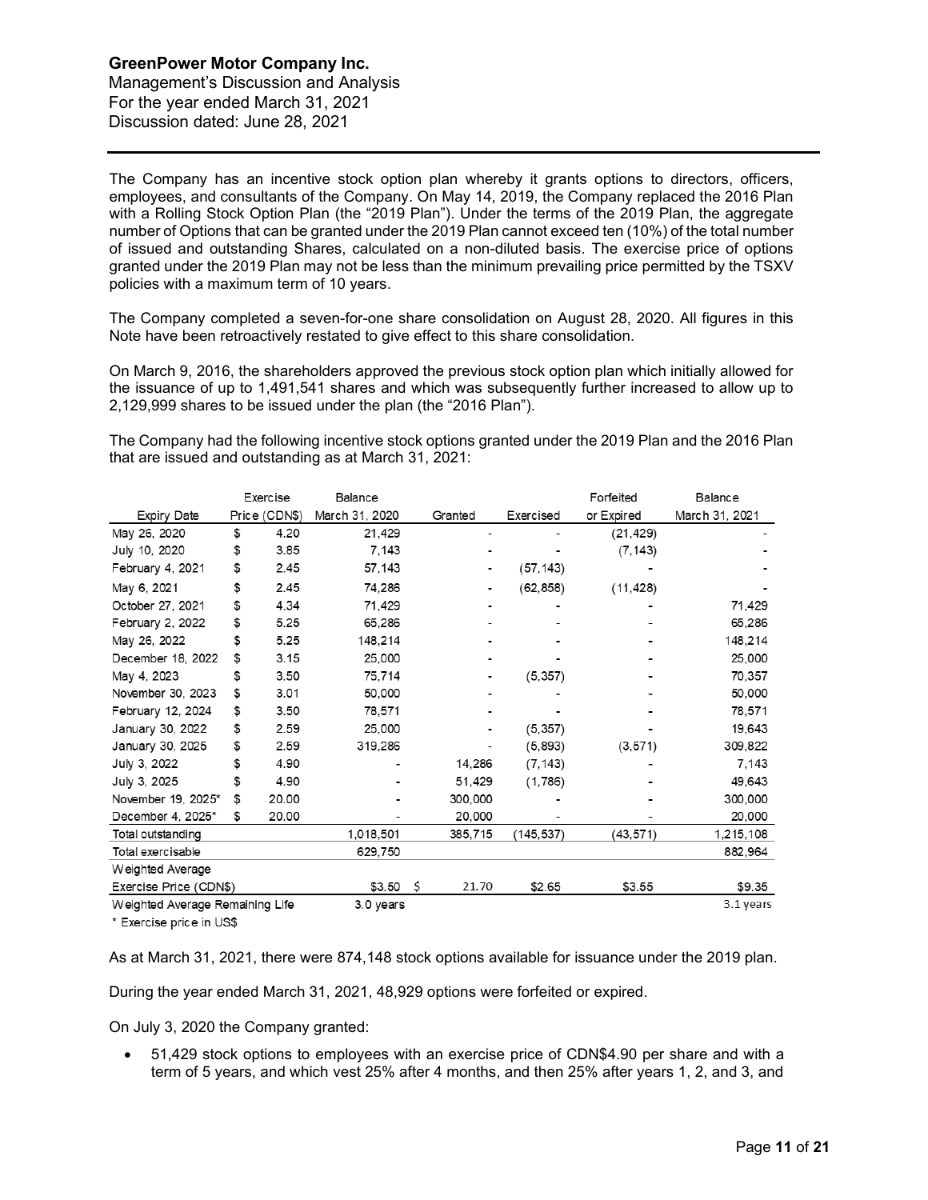The Company has an incentive stock option plan whereby it grants options to directors, officers, employees, and consultants of the Company. On May 14, 2019, the Company replaced the 2016 Plan with a Rolling Stock Option Plan (the "2019 Plan"). Under the terms of the 2019 Plan, the aggregate number of Options that can be granted under the 2019 Plan cannot exceed ten (10%) of the total number of issued and outstanding Shares, calculated on a non-diluted basis. The exercise price of options granted under the 2019 Plan may not be less than the minimum prevailing price permitted by the TSXV policies with a maximum term of 10 years.

The Company completed a seven-for-one share consolidation on August 28, 2020. All figures in this Note have been retroactively restated to give effect to this share consolidation.

On March 9, 2016, the shareholders approved the previous stock option plan which initially allowed for the issuance of up to 1,491,541 shares and which was subsequently further increased to allow up to 2,129,999 shares to be issued under the plan (the "2016 Plan").

The Company had the following incentive stock options granted under the 2019 Plan and the 2016 Plan that are issued and outstanding as at March 31, 2021:

| Expiry Date | Exercise Price (CDN$) | Balance March 31, 2020 | Granted | Exercised | Forfeited or Expired | Balance March 31, 2021 |
|---|---|---|---|---|---|---|
| May 26, 2020 | $ 4.20 | 21,429 | - | - | (21,429) | - |
| July 10, 2020 | $ 3.85 | 7,143 | - | - | (7,143) | - |
| February 4, 2021 | $ 2.45 | 57,143 | - | (57,143) | - | - |
| May 6, 2021 | $ 2.45 | 74,286 | - | (62,858) | (11,428) | - |
| October 27, 2021 | $ 4.34 | 71,429 | - | - | - | 71,429 |
| February 2, 2022 | $ 5.25 | 65,286 | - | - | - | 65,286 |
| May 26, 2022 | $ 5.25 | 148,214 | - | - | - | 148,214 |
| December 18, 2022 | $ 3.15 | 25,000 | - | - | - | 25,000 |
| May 4, 2023 | $ 3.50 | 75,714 | - | (5,357) | - | 70,357 |
| November 30, 2023 | $ 3.01 | 50,000 | - | - | - | 50,000 |
| February 12, 2024 | $ 3.50 | 78,571 | - | - | - | 78,571 |
| January 30, 2022 | $ 2.59 | 25,000 | - | (5,357) | - | 19,643 |
| January 30, 2025 | $ 2.59 | 319,286 | - | (5,893) | (3,571) | 309,822 |
| July 3, 2022 | $ 4.90 | - | 14,286 | (7,143) | - | 7,143 |
| July 3, 2025 | $ 4.90 | - | 51,429 | (1,786) | - | 49,643 |
| November 19, 2025* | $ 20.00 | - | 300,000 | - | - | 300,000 |
| December 4, 2025* | $ 20.00 | - | 20,000 | - | - | 20,000 |
| Total outstanding | | 1,018,501 | 385,715 | (145,537) | (43,571) | 1,215,108 |
| Total exercisable | | 629,750 | | | | 882,964 |
| Weighted Average Exercise Price (CDN$) | | $3.50 | $ 21.70 | $2.65 | $3.55 | $9.35 |
| Weighted Average Remaining Life | | 3.0 years | | | | 3.1 years |

\* Exercise price in US$

As at March 31, 2021, there were 874,148 stock options available for issuance under the 2019 plan.

During the year ended March 31, 2021, 48,929 options were forfeited or expired.

On July 3, 2020 the Company granted:

- 51,429 stock options to employees with an exercise price of CDN$4.90 per share and with a term of 5 years, and which vest 25% after 4 months, and then 25% after years 1, 2, and 3, and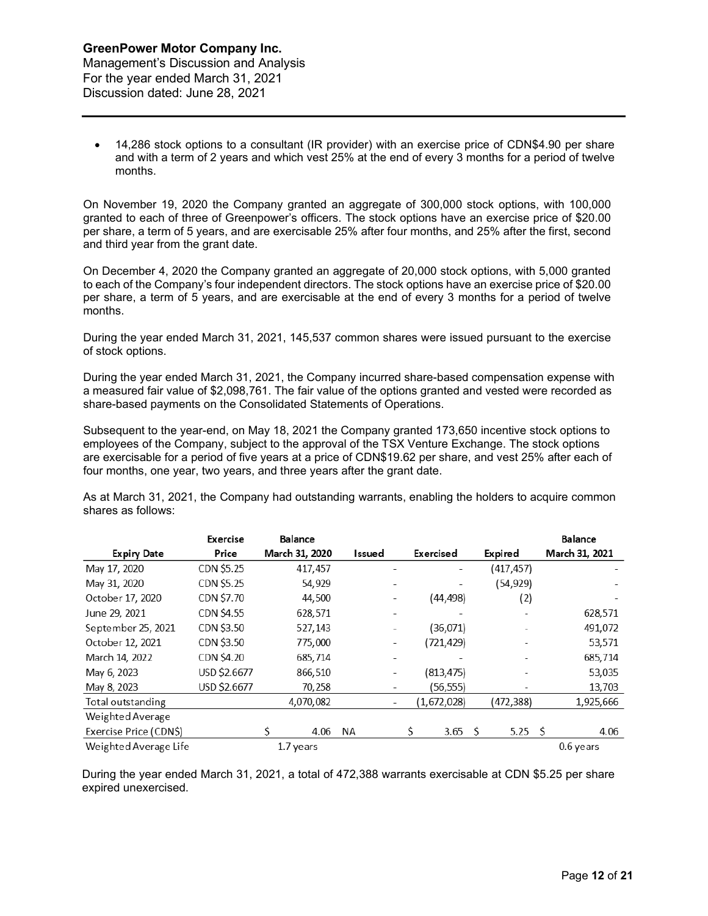- 14,286 stock options to a consultant (IR provider) with an exercise price of CDN$4.90 per share and with a term of 2 years and which vest 25% at the end of every 3 months for a period of twelve months.

On November 19, 2020 the Company granted an aggregate of 300,000 stock options, with 100,000 granted to each of three of Greenpower's officers. The stock options have an exercise price of $20.00 per share, a term of 5 years, and are exercisable 25% after four months, and 25% after the first, second and third year from the grant date.

On December 4, 2020 the Company granted an aggregate of 20,000 stock options, with 5,000 granted to each of the Company's four independent directors. The stock options have an exercise price of $20.00 per share, a term of 5 years, and are exercisable at the end of every 3 months for a period of twelve months.

During the year ended March 31, 2021, 145,537 common shares were issued pursuant to the exercise of stock options.

During the year ended March 31, 2021, the Company incurred share-based compensation expense with a measured fair value of $2,098,761. The fair value of the options granted and vested were recorded as share-based payments on the Consolidated Statements of Operations.

Subsequent to the year-end, on May 18, 2021 the Company granted 173,650 incentive stock options to employees of the Company, subject to the approval of the TSX Venture Exchange. The stock options are exercisable for a period of five years at a price of CDN$19.62 per share, and vest 25% after each of four months, one year, two years, and three years after the grant date.

As at March 31, 2021, the Company had outstanding warrants, enabling the holders to acquire common shares as follows:

| Expiry Date | Exercise Price | Balance March 31, 2020 | Issued | Exercised | Expired | Balance March 31, 2021 |
|---|---|---|---|---|---|---|
| May 17, 2020 | CDN $5.25 | 417,457 | - | - | (417,457) | - |
| May 31, 2020 | CDN $5.25 | 54,929 | - | - | (54,929) | - |
| October 17, 2020 | CDN $7.70 | 44,500 | - | (44,498) | (2) | - |
| June 29, 2021 | CDN $4.55 | 628,571 | - | - | - | 628,571 |
| September 25, 2021 | CDN $3.50 | 527,143 | - | (36,071) | - | 491,072 |
| October 12, 2021 | CDN $3.50 | 775,000 | - | (721,429) | - | 53,571 |
| March 14, 2022 | CDN $4.20 | 685,714 | - | - | - | 685,714 |
| May 6, 2023 | USD $2.6677 | 866,510 | - | (813,475) | - | 53,035 |
| May 8, 2023 | USD $2.6677 | 70,258 | - | (56,555) | - | 13,703 |
| Total outstanding | | 4,070,082 | - | (1,672,028) | (472,388) | 1,925,666 |
| Weighted Average Exercise Price (CDN$) | | $ 4.06 | NA | $ 3.65 | $ 5.25 | $ 4.06 |
| Weighted Average Life | | 1.7 years | | | | 0.6 years |

During the year ended March 31, 2021, a total of 472,388 warrants exercisable at CDN $5.25 per share expired unexercised.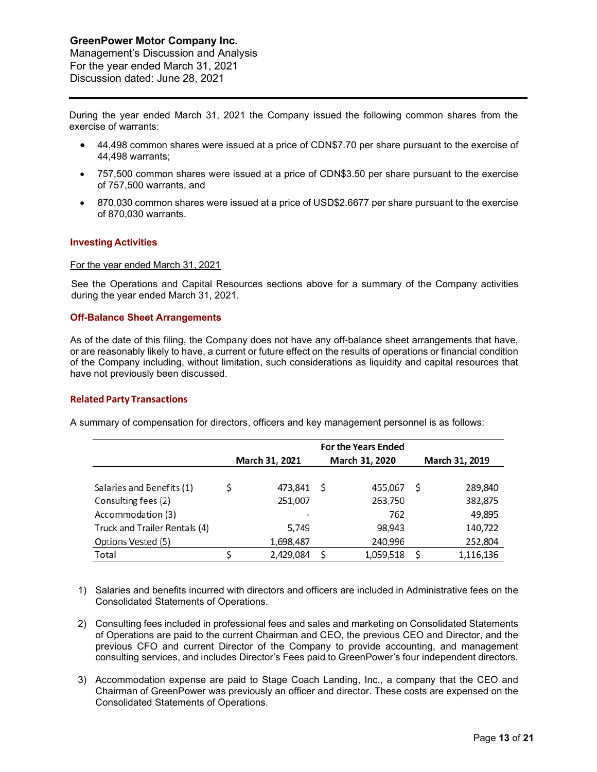During the year ended March 31, 2021 the Company issued the following common shares from the exercise of warrants:

- 44,498 common shares were issued at a price of CDN$7.70 per share pursuant to the exercise of 44,498 warrants;
- 757,500 common shares were issued at a price of CDN$3.50 per share pursuant to the exercise of 757,500 warrants, and
- 870,030 common shares were issued at a price of USD$2.6677 per share pursuant to the exercise of 870,030 warrants.

### Investing Activities

For the year ended March 31, 2021

See the Operations and Capital Resources sections above for a summary of the Company activities during the year ended March 31, 2021.

### Off-Balance Sheet Arrangements

As of the date of this filing, the Company does not have any off-balance sheet arrangements that have, or are reasonably likely to have, a current or future effect on the results of operations or financial condition of the Company including, without limitation, such considerations as liquidity and capital resources that have not previously been discussed.

### Related Party Transactions

A summary of compensation for directors, officers and key management personnel is as follows:

| | For the Years Ended | | |
|---|---|---|---|
| | March 31, 2021 | March 31, 2020 | March 31, 2019 |
| Salaries and Benefits (1) | $ 473,841 | $ 455,067 | $ 289,840 |
| Consulting fees (2) | 251,007 | 263,750 | 382,875 |
| Accommodation (3) | - | 762 | 49,895 |
| Truck and Trailer Rentals (4) | 5,749 | 98,943 | 140,722 |
| Options Vested (5) | 1,698,487 | 240,996 | 252,804 |
| Total | $ 2,429,084 | $ 1,059,518 | $ 1,116,136 |

1) Salaries and benefits incurred with directors and officers are included in Administrative fees on the Consolidated Statements of Operations.

2) Consulting fees included in professional fees and sales and marketing on Consolidated Statements of Operations are paid to the current Chairman and CEO, the previous CEO and Director, and the previous CFO and current Director of the Company to provide accounting, and management consulting services, and includes Director's Fees paid to GreenPower's four independent directors.

3) Accommodation expense are paid to Stage Coach Landing, Inc., a company that the CEO and Chairman of GreenPower was previously an officer and director. These costs are expensed on the Consolidated Statements of Operations.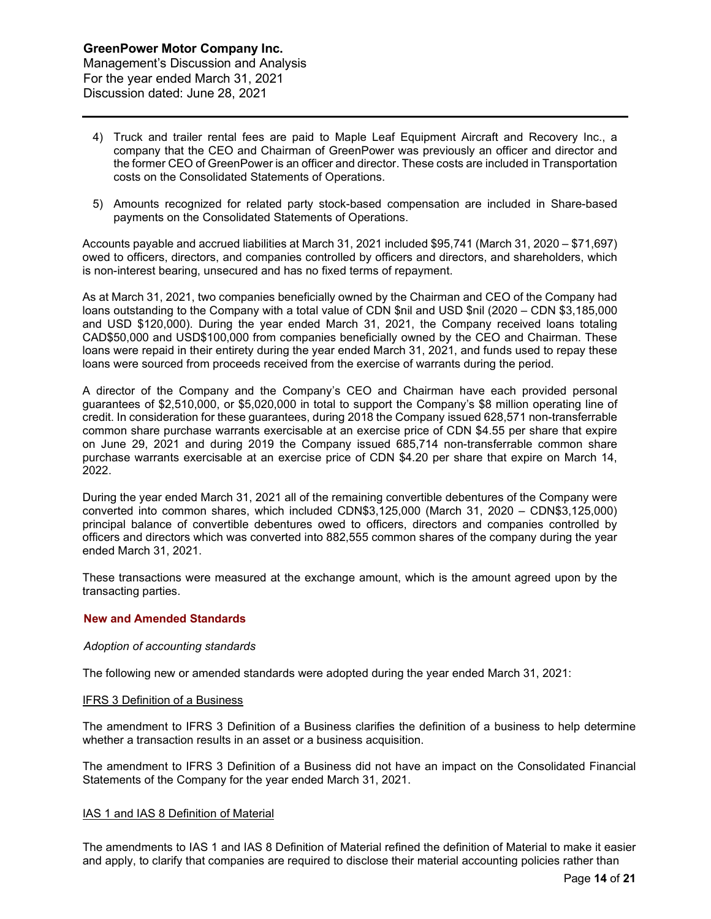4) Truck and trailer rental fees are paid to Maple Leaf Equipment Aircraft and Recovery Inc., a company that the CEO and Chairman of GreenPower was previously an officer and director and the former CEO of GreenPower is an officer and director. These costs are included in Transportation costs on the Consolidated Statements of Operations.

5) Amounts recognized for related party stock-based compensation are included in Share-based payments on the Consolidated Statements of Operations.

Accounts payable and accrued liabilities at March 31, 2021 included $95,741 (March 31, 2020 – $71,697) owed to officers, directors, and companies controlled by officers and directors, and shareholders, which is non-interest bearing, unsecured and has no fixed terms of repayment.

As at March 31, 2021, two companies beneficially owned by the Chairman and CEO of the Company had loans outstanding to the Company with a total value of CDN $nil and USD $nil (2020 – CDN $3,185,000 and USD $120,000). During the year ended March 31, 2021, the Company received loans totaling CAD$50,000 and USD$100,000 from companies beneficially owned by the CEO and Chairman. These loans were repaid in their entirety during the year ended March 31, 2021, and funds used to repay these loans were sourced from proceeds received from the exercise of warrants during the period.

A director of the Company and the Company's CEO and Chairman have each provided personal guarantees of $2,510,000, or $5,020,000 in total to support the Company's $8 million operating line of credit. In consideration for these guarantees, during 2018 the Company issued 628,571 non-transferrable common share purchase warrants exercisable at an exercise price of CDN $4.55 per share that expire on June 29, 2021 and during 2019 the Company issued 685,714 non-transferrable common share purchase warrants exercisable at an exercise price of CDN $4.20 per share that expire on March 14, 2022.

During the year ended March 31, 2021 all of the remaining convertible debentures of the Company were converted into common shares, which included CDN$3,125,000 (March 31, 2020 – CDN$3,125,000) principal balance of convertible debentures owed to officers, directors and companies controlled by officers and directors which was converted into 882,555 common shares of the company during the year ended March 31, 2021.

These transactions were measured at the exchange amount, which is the amount agreed upon by the transacting parties.

## New and Amended Standards

*Adoption of accounting standards*

The following new or amended standards were adopted during the year ended March 31, 2021:

IFRS 3 Definition of a Business

The amendment to IFRS 3 Definition of a Business clarifies the definition of a business to help determine whether a transaction results in an asset or a business acquisition.

The amendment to IFRS 3 Definition of a Business did not have an impact on the Consolidated Financial Statements of the Company for the year ended March 31, 2021.

IAS 1 and IAS 8 Definition of Material

The amendments to IAS 1 and IAS 8 Definition of Material refined the definition of Material to make it easier and apply, to clarify that companies are required to disclose their material accounting policies rather than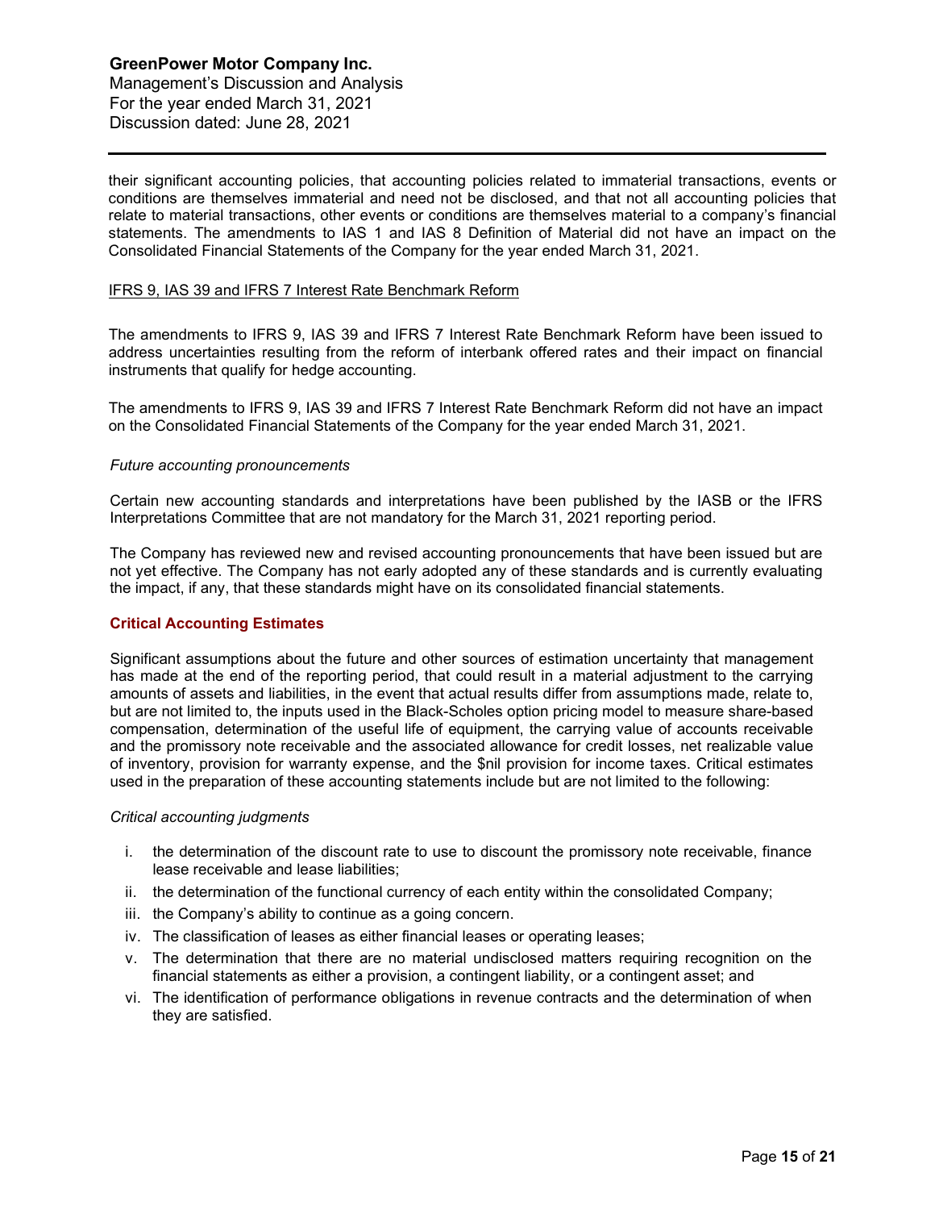their significant accounting policies, that accounting policies related to immaterial transactions, events or conditions are themselves immaterial and need not be disclosed, and that not all accounting policies that relate to material transactions, other events or conditions are themselves material to a company's financial statements. The amendments to IAS 1 and IAS 8 Definition of Material did not have an impact on the Consolidated Financial Statements of the Company for the year ended March 31, 2021.

IFRS 9, IAS 39 and IFRS 7 Interest Rate Benchmark Reform

The amendments to IFRS 9, IAS 39 and IFRS 7 Interest Rate Benchmark Reform have been issued to address uncertainties resulting from the reform of interbank offered rates and their impact on financial instruments that qualify for hedge accounting.

The amendments to IFRS 9, IAS 39 and IFRS 7 Interest Rate Benchmark Reform did not have an impact on the Consolidated Financial Statements of the Company for the year ended March 31, 2021.

*Future accounting pronouncements*

Certain new accounting standards and interpretations have been published by the IASB or the IFRS Interpretations Committee that are not mandatory for the March 31, 2021 reporting period.

The Company has reviewed new and revised accounting pronouncements that have been issued but are not yet effective. The Company has not early adopted any of these standards and is currently evaluating the impact, if any, that these standards might have on its consolidated financial statements.

## Critical Accounting Estimates

Significant assumptions about the future and other sources of estimation uncertainty that management has made at the end of the reporting period, that could result in a material adjustment to the carrying amounts of assets and liabilities, in the event that actual results differ from assumptions made, relate to, but are not limited to, the inputs used in the Black-Scholes option pricing model to measure share-based compensation, determination of the useful life of equipment, the carrying value of accounts receivable and the promissory note receivable and the associated allowance for credit losses, net realizable value of inventory, provision for warranty expense, and the $nil provision for income taxes. Critical estimates used in the preparation of these accounting statements include but are not limited to the following:

*Critical accounting judgments*

i. the determination of the discount rate to use to discount the promissory note receivable, finance lease receivable and lease liabilities;
ii. the determination of the functional currency of each entity within the consolidated Company;
iii. the Company's ability to continue as a going concern.
iv. The classification of leases as either financial leases or operating leases;
v. The determination that there are no material undisclosed matters requiring recognition on the financial statements as either a provision, a contingent liability, or a contingent asset; and
vi. The identification of performance obligations in revenue contracts and the determination of when they are satisfied.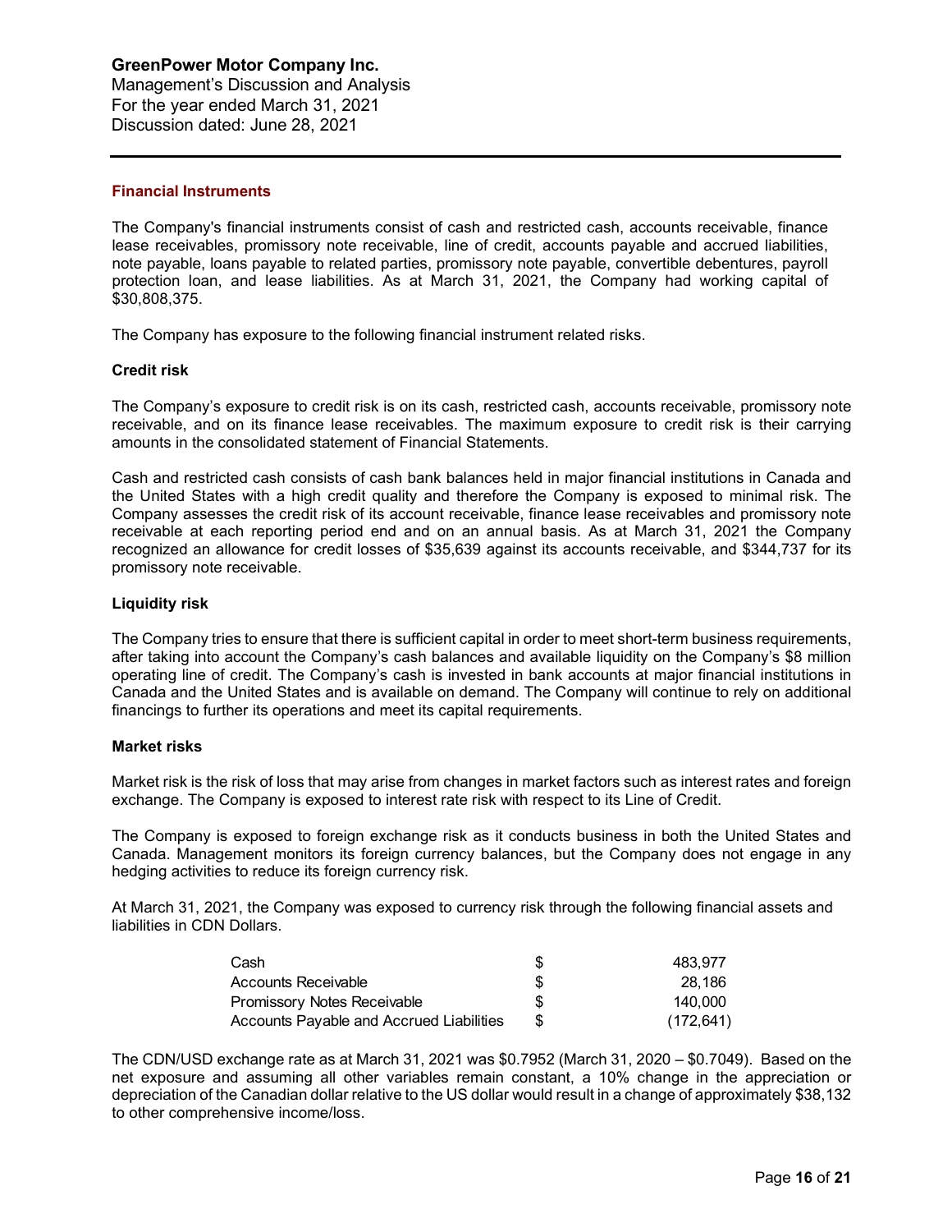### Financial Instruments

The Company's financial instruments consist of cash and restricted cash, accounts receivable, finance lease receivables, promissory note receivable, line of credit, accounts payable and accrued liabilities, note payable, loans payable to related parties, promissory note payable, convertible debentures, payroll protection loan, and lease liabilities. As at March 31, 2021, the Company had working capital of $30,808,375.

The Company has exposure to the following financial instrument related risks.

#### Credit risk

The Company's exposure to credit risk is on its cash, restricted cash, accounts receivable, promissory note receivable, and on its finance lease receivables. The maximum exposure to credit risk is their carrying amounts in the consolidated statement of Financial Statements.

Cash and restricted cash consists of cash bank balances held in major financial institutions in Canada and the United States with a high credit quality and therefore the Company is exposed to minimal risk. The Company assesses the credit risk of its account receivable, finance lease receivables and promissory note receivable at each reporting period end and on an annual basis. As at March 31, 2021 the Company recognized an allowance for credit losses of $35,639 against its accounts receivable, and $344,737 for its promissory note receivable.

#### Liquidity risk

The Company tries to ensure that there is sufficient capital in order to meet short-term business requirements, after taking into account the Company's cash balances and available liquidity on the Company's $8 million operating line of credit. The Company's cash is invested in bank accounts at major financial institutions in Canada and the United States and is available on demand. The Company will continue to rely on additional financings to further its operations and meet its capital requirements.

#### Market risks

Market risk is the risk of loss that may arise from changes in market factors such as interest rates and foreign exchange. The Company is exposed to interest rate risk with respect to its Line of Credit.

The Company is exposed to foreign exchange risk as it conducts business in both the United States and Canada. Management monitors its foreign currency balances, but the Company does not engage in any hedging activities to reduce its foreign currency risk.

At March 31, 2021, the Company was exposed to currency risk through the following financial assets and liabilities in CDN Dollars.

| | | |
|---|---|---|
| Cash | $ | 483,977 |
| Accounts Receivable | $ | 28,186 |
| Promissory Notes Receivable | $ | 140,000 |
| Accounts Payable and Accrued Liabilities | $ | (172,641) |

The CDN/USD exchange rate as at March 31, 2021 was $0.7952 (March 31, 2020 – $0.7049). Based on the net exposure and assuming all other variables remain constant, a 10% change in the appreciation or depreciation of the Canadian dollar relative to the US dollar would result in a change of approximately $38,132 to other comprehensive income/loss.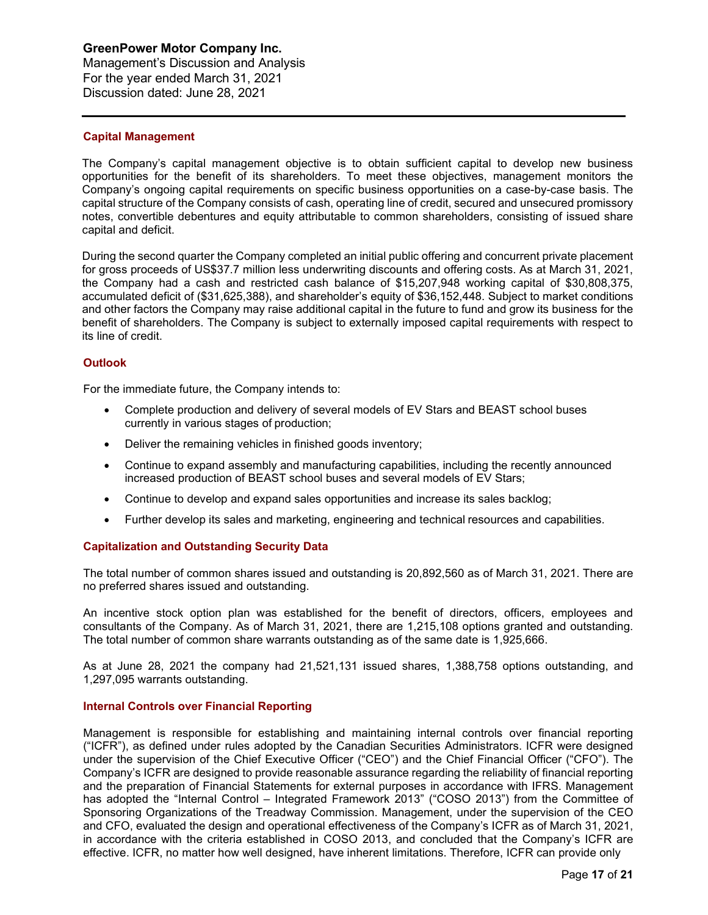### Capital Management

The Company's capital management objective is to obtain sufficient capital to develop new business opportunities for the benefit of its shareholders. To meet these objectives, management monitors the Company's ongoing capital requirements on specific business opportunities on a case-by-case basis. The capital structure of the Company consists of cash, operating line of credit, secured and unsecured promissory notes, convertible debentures and equity attributable to common shareholders, consisting of issued share capital and deficit.

During the second quarter the Company completed an initial public offering and concurrent private placement for gross proceeds of US$37.7 million less underwriting discounts and offering costs. As at March 31, 2021, the Company had a cash and restricted cash balance of $15,207,948 working capital of $30,808,375, accumulated deficit of ($31,625,388), and shareholder's equity of $36,152,448. Subject to market conditions and other factors the Company may raise additional capital in the future to fund and grow its business for the benefit of shareholders. The Company is subject to externally imposed capital requirements with respect to its line of credit.

### Outlook

For the immediate future, the Company intends to:

- Complete production and delivery of several models of EV Stars and BEAST school buses currently in various stages of production;
- Deliver the remaining vehicles in finished goods inventory;
- Continue to expand assembly and manufacturing capabilities, including the recently announced increased production of BEAST school buses and several models of EV Stars;
- Continue to develop and expand sales opportunities and increase its sales backlog;
- Further develop its sales and marketing, engineering and technical resources and capabilities.

### Capitalization and Outstanding Security Data

The total number of common shares issued and outstanding is 20,892,560 as of March 31, 2021. There are no preferred shares issued and outstanding.

An incentive stock option plan was established for the benefit of directors, officers, employees and consultants of the Company. As of March 31, 2021, there are 1,215,108 options granted and outstanding. The total number of common share warrants outstanding as of the same date is 1,925,666.

As at June 28, 2021 the company had 21,521,131 issued shares, 1,388,758 options outstanding, and 1,297,095 warrants outstanding.

### Internal Controls over Financial Reporting

Management is responsible for establishing and maintaining internal controls over financial reporting ("ICFR"), as defined under rules adopted by the Canadian Securities Administrators. ICFR were designed under the supervision of the Chief Executive Officer ("CEO") and the Chief Financial Officer ("CFO"). The Company's ICFR are designed to provide reasonable assurance regarding the reliability of financial reporting and the preparation of Financial Statements for external purposes in accordance with IFRS. Management has adopted the "Internal Control – Integrated Framework 2013" ("COSO 2013") from the Committee of Sponsoring Organizations of the Treadway Commission. Management, under the supervision of the CEO and CFO, evaluated the design and operational effectiveness of the Company's ICFR as of March 31, 2021, in accordance with the criteria established in COSO 2013, and concluded that the Company's ICFR are effective. ICFR, no matter how well designed, have inherent limitations. Therefore, ICFR can provide only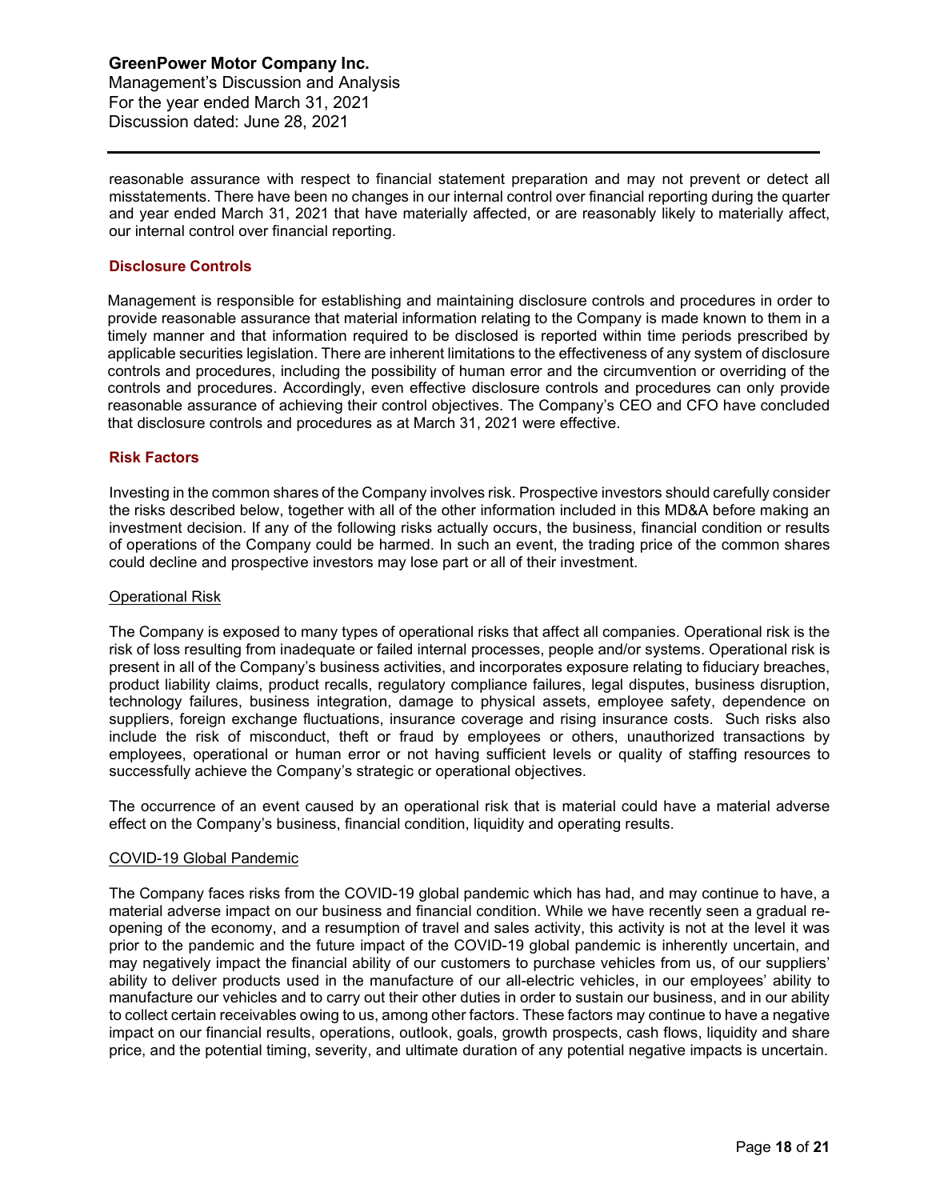reasonable assurance with respect to financial statement preparation and may not prevent or detect all misstatements. There have been no changes in our internal control over financial reporting during the quarter and year ended March 31, 2021 that have materially affected, or are reasonably likely to materially affect, our internal control over financial reporting.

## Disclosure Controls

Management is responsible for establishing and maintaining disclosure controls and procedures in order to provide reasonable assurance that material information relating to the Company is made known to them in a timely manner and that information required to be disclosed is reported within time periods prescribed by applicable securities legislation. There are inherent limitations to the effectiveness of any system of disclosure controls and procedures, including the possibility of human error and the circumvention or overriding of the controls and procedures. Accordingly, even effective disclosure controls and procedures can only provide reasonable assurance of achieving their control objectives. The Company's CEO and CFO have concluded that disclosure controls and procedures as at March 31, 2021 were effective.

## Risk Factors

Investing in the common shares of the Company involves risk. Prospective investors should carefully consider the risks described below, together with all of the other information included in this MD&A before making an investment decision. If any of the following risks actually occurs, the business, financial condition or results of operations of the Company could be harmed. In such an event, the trading price of the common shares could decline and prospective investors may lose part or all of their investment.

### Operational Risk

The Company is exposed to many types of operational risks that affect all companies. Operational risk is the risk of loss resulting from inadequate or failed internal processes, people and/or systems. Operational risk is present in all of the Company's business activities, and incorporates exposure relating to fiduciary breaches, product liability claims, product recalls, regulatory compliance failures, legal disputes, business disruption, technology failures, business integration, damage to physical assets, employee safety, dependence on suppliers, foreign exchange fluctuations, insurance coverage and rising insurance costs. Such risks also include the risk of misconduct, theft or fraud by employees or others, unauthorized transactions by employees, operational or human error or not having sufficient levels or quality of staffing resources to successfully achieve the Company's strategic or operational objectives.

The occurrence of an event caused by an operational risk that is material could have a material adverse effect on the Company's business, financial condition, liquidity and operating results.

### COVID-19 Global Pandemic

The Company faces risks from the COVID-19 global pandemic which has had, and may continue to have, a material adverse impact on our business and financial condition. While we have recently seen a gradual re-opening of the economy, and a resumption of travel and sales activity, this activity is not at the level it was prior to the pandemic and the future impact of the COVID-19 global pandemic is inherently uncertain, and may negatively impact the financial ability of our customers to purchase vehicles from us, of our suppliers' ability to deliver products used in the manufacture of our all-electric vehicles, in our employees' ability to manufacture our vehicles and to carry out their other duties in order to sustain our business, and in our ability to collect certain receivables owing to us, among other factors. These factors may continue to have a negative impact on our financial results, operations, outlook, goals, growth prospects, cash flows, liquidity and share price, and the potential timing, severity, and ultimate duration of any potential negative impacts is uncertain.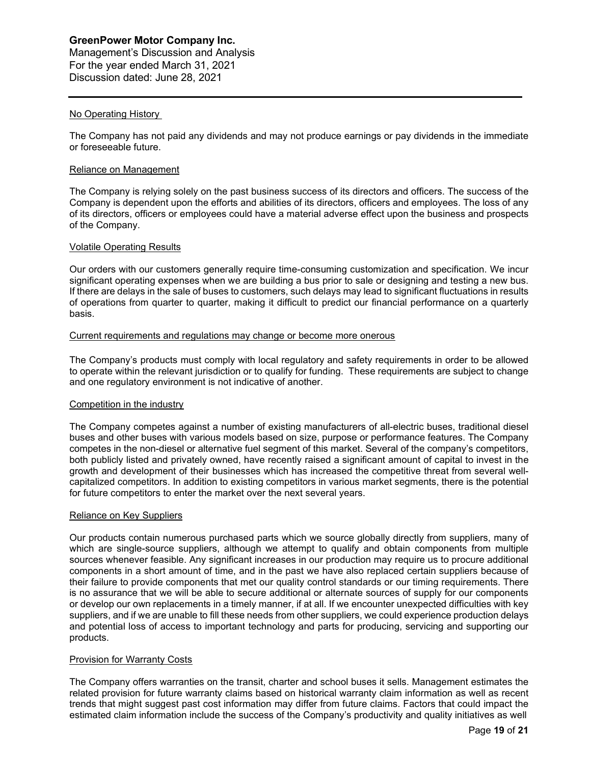No Operating History

The Company has not paid any dividends and may not produce earnings or pay dividends in the immediate or foreseeable future.

Reliance on Management

The Company is relying solely on the past business success of its directors and officers. The success of the Company is dependent upon the efforts and abilities of its directors, officers and employees. The loss of any of its directors, officers or employees could have a material adverse effect upon the business and prospects of the Company.

Volatile Operating Results

Our orders with our customers generally require time-consuming customization and specification. We incur significant operating expenses when we are building a bus prior to sale or designing and testing a new bus. If there are delays in the sale of buses to customers, such delays may lead to significant fluctuations in results of operations from quarter to quarter, making it difficult to predict our financial performance on a quarterly basis.

Current requirements and regulations may change or become more onerous

The Company's products must comply with local regulatory and safety requirements in order to be allowed to operate within the relevant jurisdiction or to qualify for funding. These requirements are subject to change and one regulatory environment is not indicative of another.

Competition in the industry

The Company competes against a number of existing manufacturers of all-electric buses, traditional diesel buses and other buses with various models based on size, purpose or performance features. The Company competes in the non-diesel or alternative fuel segment of this market. Several of the company's competitors, both publicly listed and privately owned, have recently raised a significant amount of capital to invest in the growth and development of their businesses which has increased the competitive threat from several well-capitalized competitors. In addition to existing competitors in various market segments, there is the potential for future competitors to enter the market over the next several years.

Reliance on Key Suppliers

Our products contain numerous purchased parts which we source globally directly from suppliers, many of which are single-source suppliers, although we attempt to qualify and obtain components from multiple sources whenever feasible. Any significant increases in our production may require us to procure additional components in a short amount of time, and in the past we have also replaced certain suppliers because of their failure to provide components that met our quality control standards or our timing requirements. There is no assurance that we will be able to secure additional or alternate sources of supply for our components or develop our own replacements in a timely manner, if at all. If we encounter unexpected difficulties with key suppliers, and if we are unable to fill these needs from other suppliers, we could experience production delays and potential loss of access to important technology and parts for producing, servicing and supporting our products.

Provision for Warranty Costs

The Company offers warranties on the transit, charter and school buses it sells. Management estimates the related provision for future warranty claims based on historical warranty claim information as well as recent trends that might suggest past cost information may differ from future claims. Factors that could impact the estimated claim information include the success of the Company's productivity and quality initiatives as well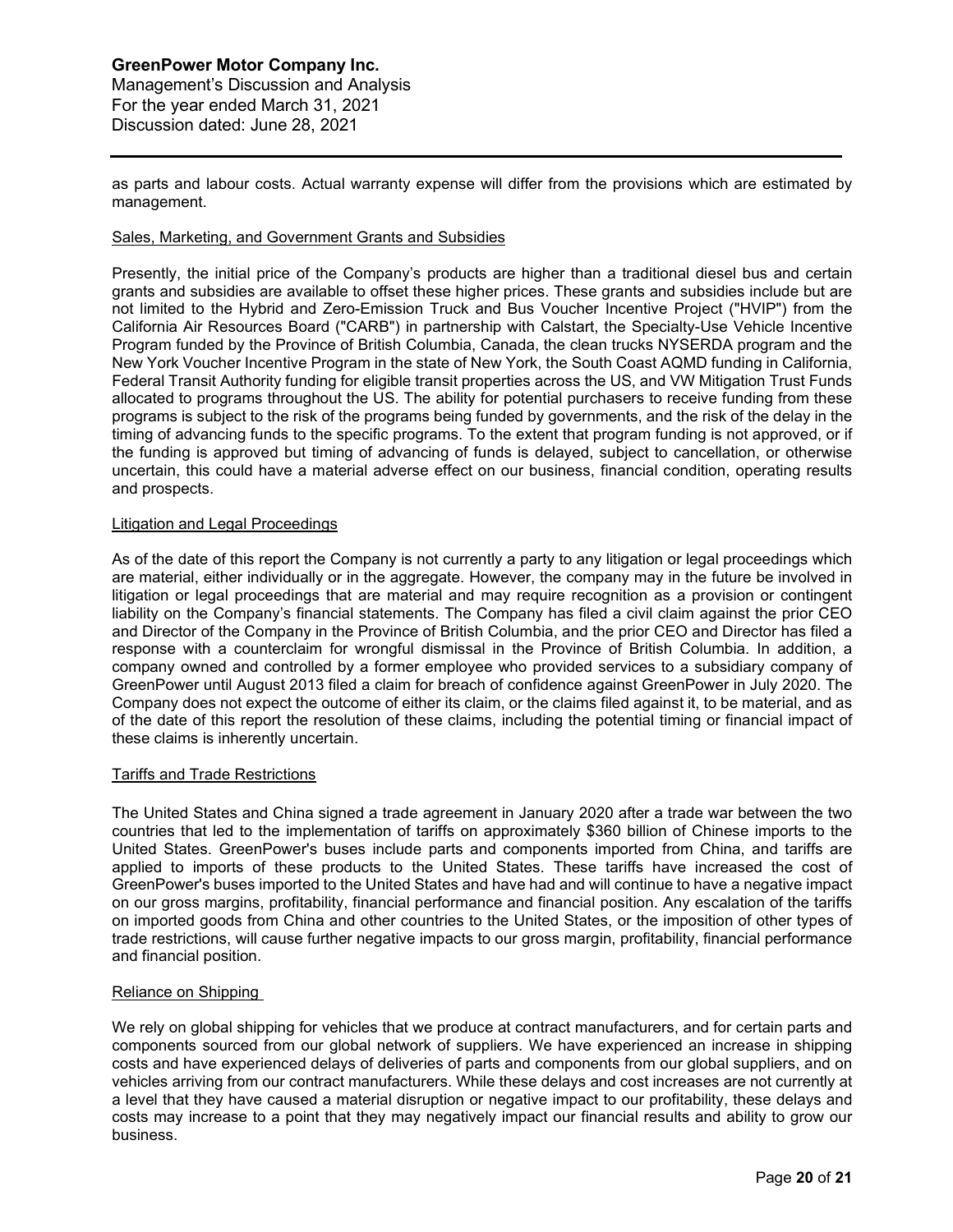as parts and labour costs. Actual warranty expense will differ from the provisions which are estimated by management.

### Sales, Marketing, and Government Grants and Subsidies

Presently, the initial price of the Company's products are higher than a traditional diesel bus and certain grants and subsidies are available to offset these higher prices. These grants and subsidies include but are not limited to the Hybrid and Zero-Emission Truck and Bus Voucher Incentive Project ("HVIP") from the California Air Resources Board ("CARB") in partnership with Calstart, the Specialty-Use Vehicle Incentive Program funded by the Province of British Columbia, Canada, the clean trucks NYSERDA program and the New York Voucher Incentive Program in the state of New York, the South Coast AQMD funding in California, Federal Transit Authority funding for eligible transit properties across the US, and VW Mitigation Trust Funds allocated to programs throughout the US. The ability for potential purchasers to receive funding from these programs is subject to the risk of the programs being funded by governments, and the risk of the delay in the timing of advancing funds to the specific programs. To the extent that program funding is not approved, or if the funding is approved but timing of advancing of funds is delayed, subject to cancellation, or otherwise uncertain, this could have a material adverse effect on our business, financial condition, operating results and prospects.

### Litigation and Legal Proceedings

As of the date of this report the Company is not currently a party to any litigation or legal proceedings which are material, either individually or in the aggregate. However, the company may in the future be involved in litigation or legal proceedings that are material and may require recognition as a provision or contingent liability on the Company's financial statements. The Company has filed a civil claim against the prior CEO and Director of the Company in the Province of British Columbia, and the prior CEO and Director has filed a response with a counterclaim for wrongful dismissal in the Province of British Columbia. In addition, a company owned and controlled by a former employee who provided services to a subsidiary company of GreenPower until August 2013 filed a claim for breach of confidence against GreenPower in July 2020. The Company does not expect the outcome of either its claim, or the claims filed against it, to be material, and as of the date of this report the resolution of these claims, including the potential timing or financial impact of these claims is inherently uncertain.

### Tariffs and Trade Restrictions

The United States and China signed a trade agreement in January 2020 after a trade war between the two countries that led to the implementation of tariffs on approximately $360 billion of Chinese imports to the United States. GreenPower's buses include parts and components imported from China, and tariffs are applied to imports of these products to the United States. These tariffs have increased the cost of GreenPower's buses imported to the United States and have had and will continue to have a negative impact on our gross margins, profitability, financial performance and financial position. Any escalation of the tariffs on imported goods from China and other countries to the United States, or the imposition of other types of trade restrictions, will cause further negative impacts to our gross margin, profitability, financial performance and financial position.

### Reliance on Shipping

We rely on global shipping for vehicles that we produce at contract manufacturers, and for certain parts and components sourced from our global network of suppliers. We have experienced an increase in shipping costs and have experienced delays of deliveries of parts and components from our global suppliers, and on vehicles arriving from our contract manufacturers. While these delays and cost increases are not currently at a level that they have caused a material disruption or negative impact to our profitability, these delays and costs may increase to a point that they may negatively impact our financial results and ability to grow our business.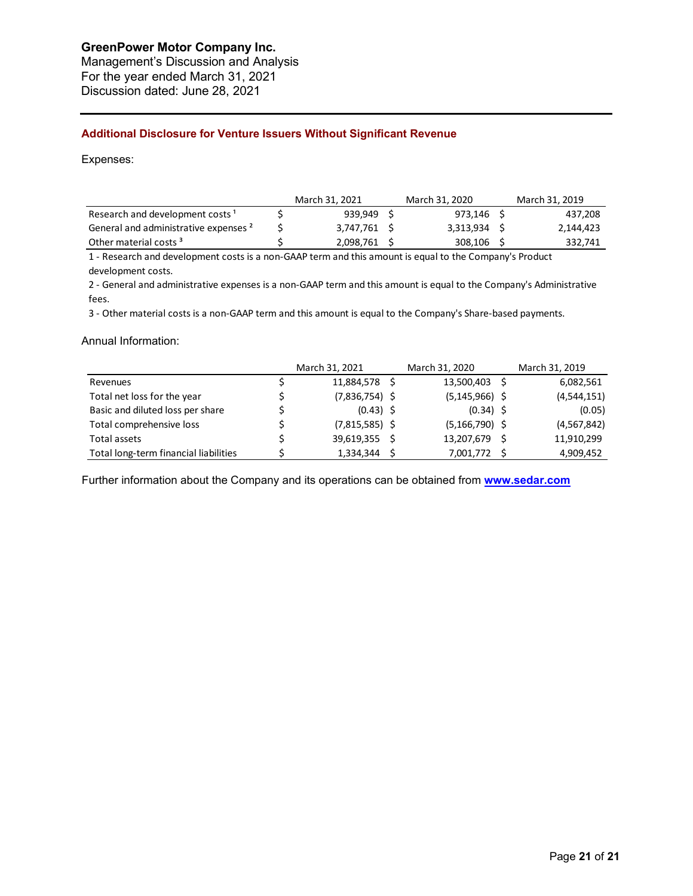## Additional Disclosure for Venture Issuers Without Significant Revenue

Expenses:

| | March 31, 2021 | March 31, 2020 | March 31, 2019 |
|---|---|---|---|
| Research and development costs [1] | $ 939,949 | $ 973,146 | $ 437,208 |
| General and administrative expenses [2] | $ 3,747,761 | $ 3,313,934 | $ 2,144,423 |
| Other material costs [3] | $ 2,098,761 | $ 308,106 | $ 332,741 |

1 - Research and development costs is a non-GAAP term and this amount is equal to the Company's Product development costs.

2 - General and administrative expenses is a non-GAAP term and this amount is equal to the Company's Administrative fees.

3 - Other material costs is a non-GAAP term and this amount is equal to the Company's Share-based payments.

Annual Information:

| | March 31, 2021 | March 31, 2020 | March 31, 2019 |
|---|---|---|---|
| Revenues | $ 11,884,578 | $ 13,500,403 | $ 6,082,561 |
| Total net loss for the year | $ (7,836,754) | $ (5,145,966) | $ (4,544,151) |
| Basic and diluted loss per share | $ (0.43) | $ (0.34) | $ (0.05) |
| Total comprehensive loss | $ (7,815,585) | $ (5,166,790) | $ (4,567,842) |
| Total assets | $ 39,619,355 | $ 13,207,679 | $ 11,910,299 |
| Total long-term financial liabilities | $ 1,334,344 | $ 7,001,772 | $ 4,909,452 |

Further information about the Company and its operations can be obtained from **www.sedar.com**